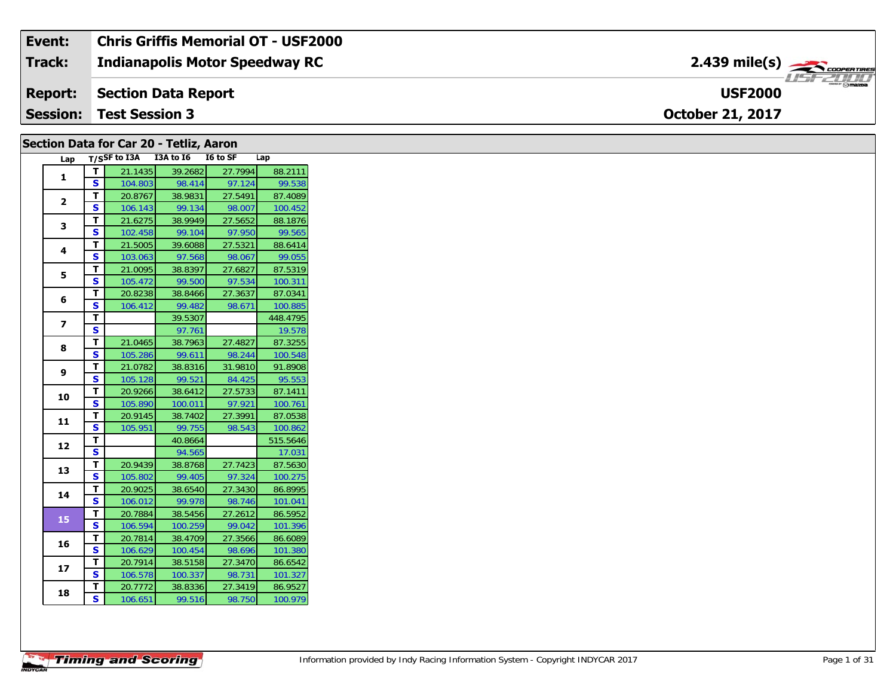| Event: | Chris Griffis Memorial OT - USF2000 | |
|---|---|---|
| Track: | Indianapolis Motor Speedway RC | 2.439 mile(s) |
| Report: | Section Data Report | USF2000 |
| Session: | Test Session 3 | October 21, 2017 |

## Section Data for Car 20 - Tetliz, Aaron

| Lap | T/S | SF to I3A | I3A to I6 | I6 to SF | Lap |
|---|---|---|---|---|---|
| 1 | T | 21.1435 | 39.2682 | 27.7994 | 88.2111 |
| | S | 104.803 | 98.414 | 97.124 | 99.538 |
| 2 | T | 20.8767 | 38.9831 | 27.5491 | 87.4089 |
| | S | 106.143 | 99.134 | 98.007 | 100.452 |
| 3 | T | 21.6275 | 38.9949 | 27.5652 | 88.1876 |
| | S | 102.458 | 99.104 | 97.950 | 99.565 |
| 4 | T | 21.5005 | 39.6088 | 27.5321 | 88.6414 |
| | S | 103.063 | 97.568 | 98.067 | 99.055 |
| 5 | T | 21.0095 | 38.8397 | 27.6827 | 87.5319 |
| | S | 105.472 | 99.500 | 97.534 | 100.311 |
| 6 | T | 20.8238 | 38.8466 | 27.3637 | 87.0341 |
| | S | 106.412 | 99.482 | 98.671 | 100.885 |
| 7 | T | | 39.5307 | | 448.4795 |
| | S | | 97.761 | | 19.578 |
| 8 | T | 21.0465 | 38.7963 | 27.4827 | 87.3255 |
| | S | 105.286 | 99.611 | 98.244 | 100.548 |
| 9 | T | 21.0782 | 38.8316 | 31.9810 | 91.8908 |
| | S | 105.128 | 99.521 | 84.425 | 95.553 |
| 10 | T | 20.9266 | 38.6412 | 27.5733 | 87.1411 |
| | S | 105.890 | 100.011 | 97.921 | 100.761 |
| 11 | T | 20.9145 | 38.7402 | 27.3991 | 87.0538 |
| | S | 105.951 | 99.755 | 98.543 | 100.862 |
| 12 | T | | 40.8664 | | 515.5646 |
| | S | | 94.565 | | 17.031 |
| 13 | T | 20.9439 | 38.8768 | 27.7423 | 87.5630 |
| | S | 105.802 | 99.405 | 97.324 | 100.275 |
| 14 | T | 20.9025 | 38.6540 | 27.3430 | 86.8995 |
| | S | 106.012 | 99.978 | 98.746 | 101.041 |
| 15 | T | 20.7884 | 38.5456 | 27.2612 | 86.5952 |
| | S | 106.594 | 100.259 | 99.042 | 101.396 |
| 16 | T | 20.7814 | 38.4709 | 27.3566 | 86.6089 |
| | S | 106.629 | 100.454 | 98.696 | 101.380 |
| 17 | T | 20.7914 | 38.5158 | 27.3470 | 86.6542 |
| | S | 106.578 | 100.337 | 98.731 | 101.327 |
| 18 | T | 20.7772 | 38.8336 | 27.3419 | 86.9527 |
| | S | 106.651 | 99.516 | 98.750 | 100.979 |

Information provided by Indy Racing Information System - Copyright INDYCAR 2017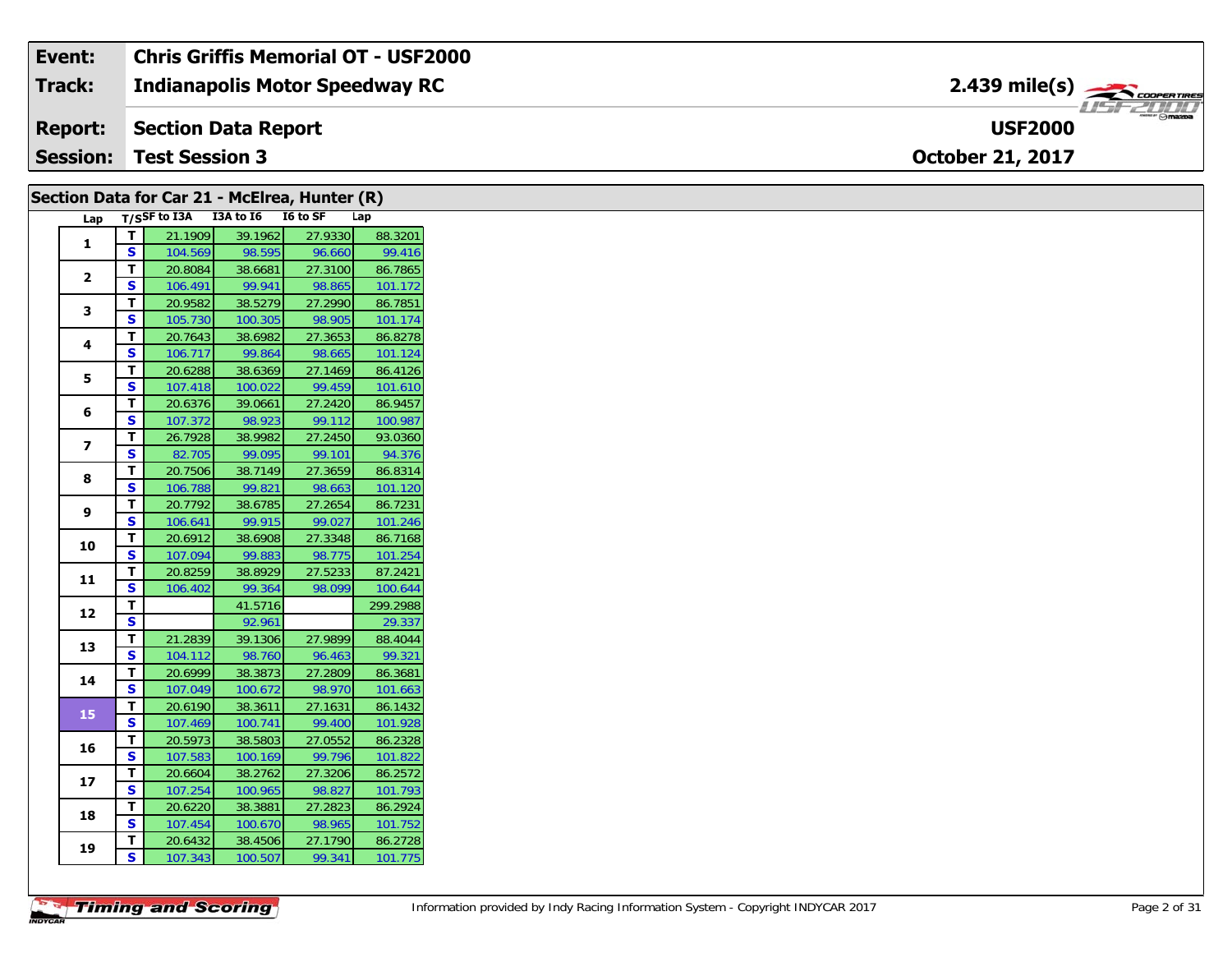| Event: | Chris Griffis Memorial OT - USF2000 | |
|---|---|---|
| Track: | Indianapolis Motor Speedway RC | 2.439 mile(s) |
| Report: | Section Data Report | USF2000 |
| Session: | Test Session 3 | October 21, 2017 |

## Section Data for Car 21 - McElrea, Hunter (R)

| Lap | T/S | SF to I3A | I3A to I6 | I6 to SF | Lap |
|---|---|---|---|---|---|
| 1 | T | 21.1909 | 39.1962 | 27.9330 | 88.3201 |
| | S | 104.569 | 98.595 | 96.660 | 99.416 |
| 2 | T | 20.8084 | 38.6681 | 27.3100 | 86.7865 |
| | S | 106.491 | 99.941 | 98.865 | 101.172 |
| 3 | T | 20.9582 | 38.5279 | 27.2990 | 86.7851 |
| | S | 105.730 | 100.305 | 98.905 | 101.174 |
| 4 | T | 20.7643 | 38.6982 | 27.3653 | 86.8278 |
| | S | 106.717 | 99.864 | 98.665 | 101.124 |
| 5 | T | 20.6288 | 38.6369 | 27.1469 | 86.4126 |
| | S | 107.418 | 100.022 | 99.459 | 101.610 |
| 6 | T | 20.6376 | 39.0661 | 27.2420 | 86.9457 |
| | S | 107.372 | 98.923 | 99.112 | 100.987 |
| 7 | T | 26.7928 | 38.9982 | 27.2450 | 93.0360 |
| | S | 82.705 | 99.095 | 99.101 | 94.376 |
| 8 | T | 20.7506 | 38.7149 | 27.3659 | 86.8314 |
| | S | 106.788 | 99.821 | 98.663 | 101.120 |
| 9 | T | 20.7792 | 38.6785 | 27.2654 | 86.7231 |
| | S | 106.641 | 99.915 | 99.027 | 101.246 |
| 10 | T | 20.6912 | 38.6908 | 27.3348 | 86.7168 |
| | S | 107.094 | 99.883 | 98.775 | 101.254 |
| 11 | T | 20.8259 | 38.8929 | 27.5233 | 87.2421 |
| | S | 106.402 | 99.364 | 98.099 | 100.644 |
| 12 | T | | 41.5716 | | 299.2988 |
| | S | | 92.961 | | 29.337 |
| 13 | T | 21.2839 | 39.1306 | 27.9899 | 88.4044 |
| | S | 104.112 | 98.760 | 96.463 | 99.321 |
| 14 | T | 20.6999 | 38.3873 | 27.2809 | 86.3681 |
| | S | 107.049 | 100.672 | 98.970 | 101.663 |
| 15 | T | 20.6190 | 38.3611 | 27.1631 | 86.1432 |
| | S | 107.469 | 100.741 | 99.400 | 101.928 |
| 16 | T | 20.5973 | 38.5803 | 27.0552 | 86.2328 |
| | S | 107.583 | 100.169 | 99.796 | 101.822 |
| 17 | T | 20.6604 | 38.2762 | 27.3206 | 86.2572 |
| | S | 107.254 | 100.965 | 98.827 | 101.793 |
| 18 | T | 20.6220 | 38.3881 | 27.2823 | 86.2924 |
| | S | 107.454 | 100.670 | 98.965 | 101.752 |
| 19 | T | 20.6432 | 38.4506 | 27.1790 | 86.2728 |
| | S | 107.343 | 100.507 | 99.341 | 101.775 |

Information provided by Indy Racing Information System - Copyright INDYCAR 2017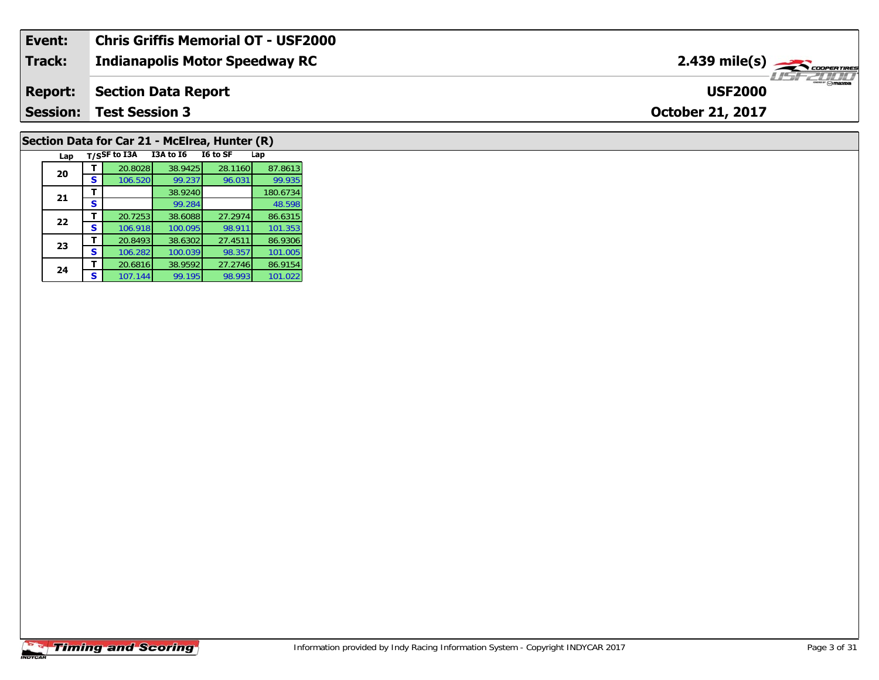| Event: | Chris Griffis Memorial OT - USF2000 | |
|---|---|---|
| Track: | Indianapolis Motor Speedway RC | 2.439 mile(s) |
| Report: | Section Data Report | USF2000 |
| Session: | Test Session 3 | October 21, 2017 |

## Section Data for Car 21 - McElrea, Hunter (R)

| Lap | T/S | SF to I3A | I3A to I6 | I6 to SF | Lap |
|---|---|---|---|---|---|
| 20 | T | 20.8028 | 38.9425 | 28.1160 | 87.8613 |
| | S | 106.520 | 99.237 | 96.031 | 99.935 |
| 21 | T | | 38.9240 | | 180.6734 |
| | S | | 99.284 | | 48.598 |
| 22 | T | 20.7253 | 38.6088 | 27.2974 | 86.6315 |
| | S | 106.918 | 100.095 | 98.911 | 101.353 |
| 23 | T | 20.8493 | 38.6302 | 27.4511 | 86.9306 |
| | S | 106.282 | 100.039 | 98.357 | 101.005 |
| 24 | T | 20.6816 | 38.9592 | 27.2746 | 86.9154 |
| | S | 107.144 | 99.195 | 98.993 | 101.022 |

Timing and Scoring

Information provided by Indy Racing Information System - Copyright INDYCAR 2017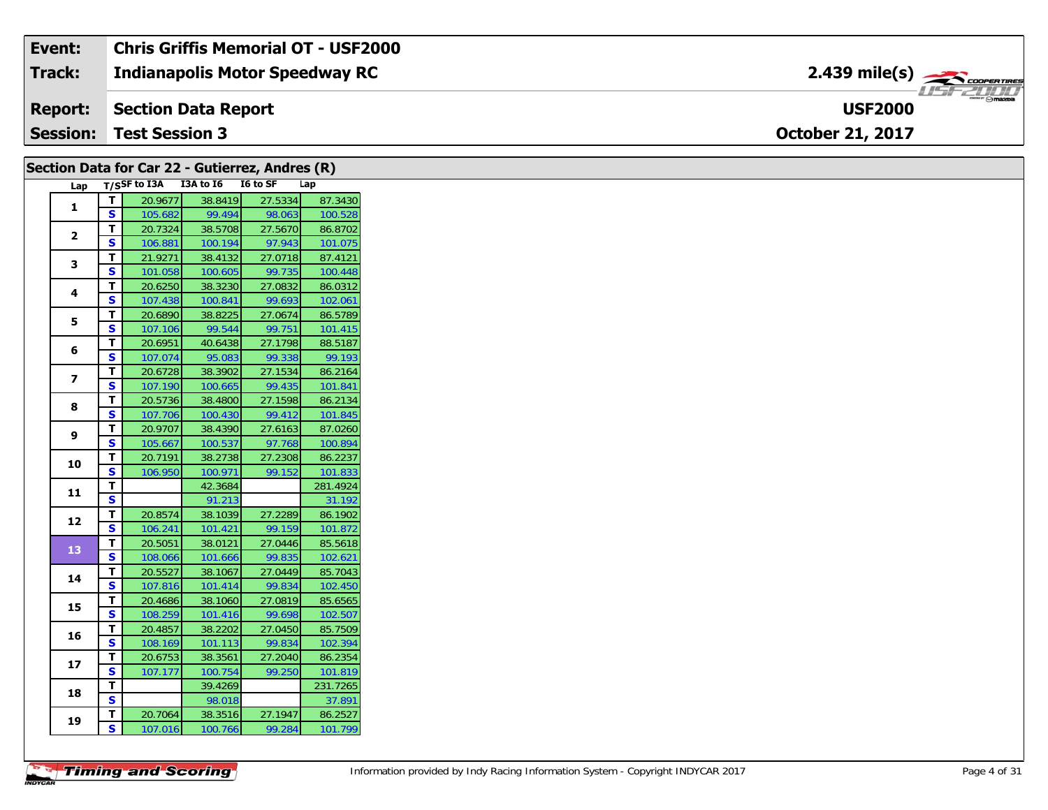| Event: | Chris Griffis Memorial OT - USF2000 | |
|---|---|---|
| Track: | Indianapolis Motor Speedway RC | 2.439 mile(s) |
| Report: | Section Data Report | USF2000 |
| Session: | Test Session 3 | October 21, 2017 |

## Section Data for Car 22 - Gutierrez, Andres (R)

| Lap | T/S | SF to I3A | I3A to I6 | I6 to SF | Lap |
|---|---|---|---|---|---|
| 1 | T | 20.9677 | 38.8419 | 27.5334 | 87.3430 |
| | S | 105.682 | 99.494 | 98.063 | 100.528 |
| 2 | T | 20.7324 | 38.5708 | 27.5670 | 86.8702 |
| | S | 106.881 | 100.194 | 97.943 | 101.075 |
| 3 | T | 21.9271 | 38.4132 | 27.0718 | 87.4121 |
| | S | 101.058 | 100.605 | 99.735 | 100.448 |
| 4 | T | 20.6250 | 38.3230 | 27.0832 | 86.0312 |
| | S | 107.438 | 100.841 | 99.693 | 102.061 |
| 5 | T | 20.6890 | 38.8225 | 27.0674 | 86.5789 |
| | S | 107.106 | 99.544 | 99.751 | 101.415 |
| 6 | T | 20.6951 | 40.6438 | 27.1798 | 88.5187 |
| | S | 107.074 | 95.083 | 99.338 | 99.193 |
| 7 | T | 20.6728 | 38.3902 | 27.1534 | 86.2164 |
| | S | 107.190 | 100.665 | 99.435 | 101.841 |
| 8 | T | 20.5736 | 38.4800 | 27.1598 | 86.2134 |
| | S | 107.706 | 100.430 | 99.412 | 101.845 |
| 9 | T | 20.9707 | 38.4390 | 27.6163 | 87.0260 |
| | S | 105.667 | 100.537 | 97.768 | 100.894 |
| 10 | T | 20.7191 | 38.2738 | 27.2308 | 86.2237 |
| | S | 106.950 | 100.971 | 99.152 | 101.833 |
| 11 | T | | 42.3684 | | 281.4924 |
| | S | | 91.213 | | 31.192 |
| 12 | T | 20.8574 | 38.1039 | 27.2289 | 86.1902 |
| | S | 106.241 | 101.421 | 99.159 | 101.872 |
| 13 | T | 20.5051 | 38.0121 | 27.0446 | 85.5618 |
| | S | 108.066 | 101.666 | 99.835 | 102.621 |
| 14 | T | 20.5527 | 38.1067 | 27.0449 | 85.7043 |
| | S | 107.816 | 101.414 | 99.834 | 102.450 |
| 15 | T | 20.4686 | 38.1060 | 27.0819 | 85.6565 |
| | S | 108.259 | 101.416 | 99.698 | 102.507 |
| 16 | T | 20.4857 | 38.2202 | 27.0450 | 85.7509 |
| | S | 108.169 | 101.113 | 99.834 | 102.394 |
| 17 | T | 20.6753 | 38.3561 | 27.2040 | 86.2354 |
| | S | 107.177 | 100.754 | 99.250 | 101.819 |
| 18 | T | | 39.4269 | | 231.7265 |
| | S | | 98.018 | | 37.891 |
| 19 | T | 20.7064 | 38.3516 | 27.1947 | 86.2527 |
| | S | 107.016 | 100.766 | 99.284 | 101.799 |

Information provided by Indy Racing Information System - Copyright INDYCAR 2017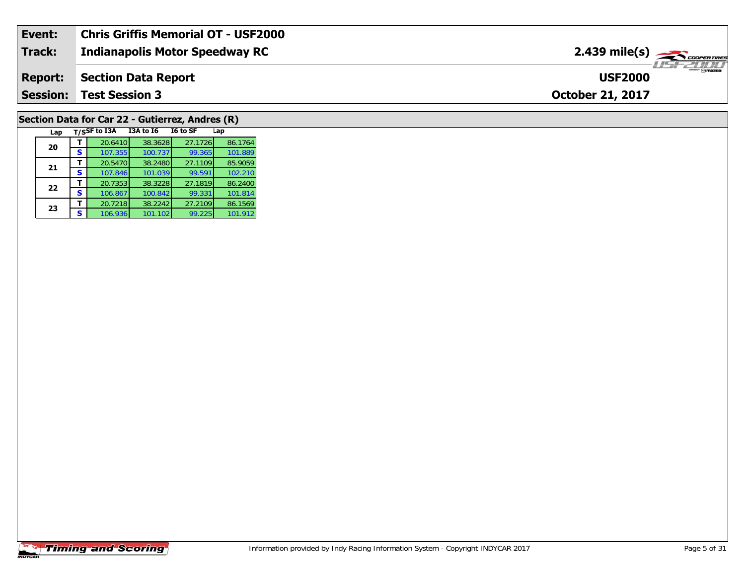| **Event:** | **Chris Griffis Memorial OT - USF2000** | |
|---|---|---|
| **Track:** | **Indianapolis Motor Speedway RC** | **2.439 mile(s)** |
| **Report:** | **Section Data Report** | **USF2000** |
| **Session:** | **Test Session 3** | **October 21, 2017** |

## Section Data for Car 22 - Gutierrez, Andres (R)

| Lap | T/S | SF to I3A | I3A to I6 | I6 to SF | Lap |
|---|---|---|---|---|---|
| 20 | T | 20.6410 | 38.3628 | 27.1726 | 86.1764 |
| | S | 107.355 | 100.737 | 99.365 | 101.889 |
| 21 | T | 20.5470 | 38.2480 | 27.1109 | 85.9059 |
| | S | 107.846 | 101.039 | 99.591 | 102.210 |
| 22 | T | 20.7353 | 38.3228 | 27.1819 | 86.2400 |
| | S | 106.867 | 100.842 | 99.331 | 101.814 |
| 23 | T | 20.7218 | 38.2242 | 27.2109 | 86.1569 |
| | S | 106.936 | 101.102 | 99.225 | 101.912 |

Information provided by Indy Racing Information System - Copyright INDYCAR 2017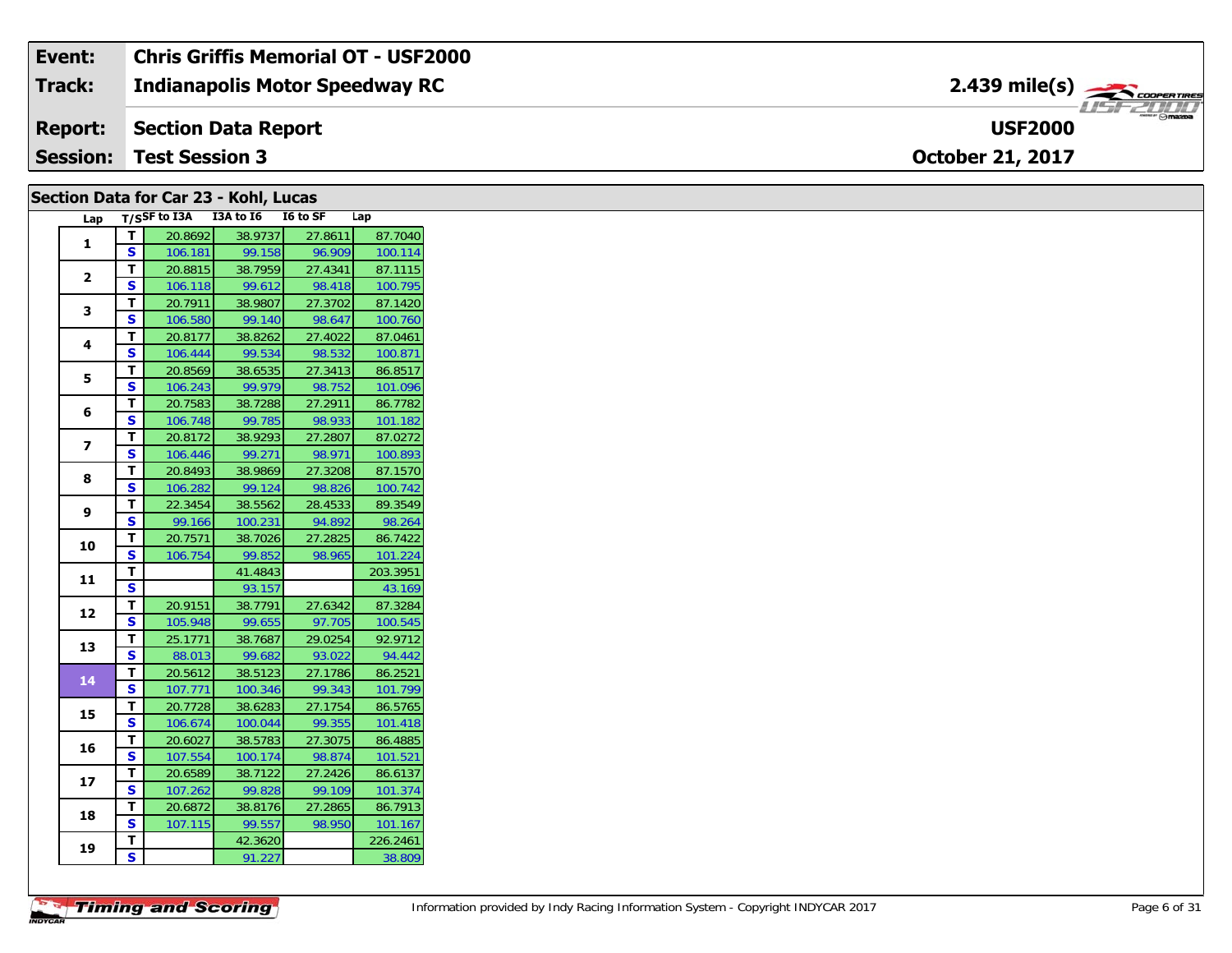| Event: | Chris Griffis Memorial OT - USF2000 | |
|---|---|---|
| Track: | Indianapolis Motor Speedway RC | 2.439 mile(s) |
| Report: | Section Data Report | USF2000 |
| Session: | Test Session 3 | October 21, 2017 |

## Section Data for Car 23 - Kohl, Lucas

| Lap | T/S | SF to I3A | I3A to I6 | I6 to SF | Lap |
|---|---|---|---|---|---|
| 1 | T | 20.8692 | 38.9737 | 27.8611 | 87.7040 |
| | S | 106.181 | 99.158 | 96.909 | 100.114 |
| 2 | T | 20.8815 | 38.7959 | 27.4341 | 87.1115 |
| | S | 106.118 | 99.612 | 98.418 | 100.795 |
| 3 | T | 20.7911 | 38.9807 | 27.3702 | 87.1420 |
| | S | 106.580 | 99.140 | 98.647 | 100.760 |
| 4 | T | 20.8177 | 38.8262 | 27.4022 | 87.0461 |
| | S | 106.444 | 99.534 | 98.532 | 100.871 |
| 5 | T | 20.8569 | 38.6535 | 27.3413 | 86.8517 |
| | S | 106.243 | 99.979 | 98.752 | 101.096 |
| 6 | T | 20.7583 | 38.7288 | 27.2911 | 86.7782 |
| | S | 106.748 | 99.785 | 98.933 | 101.182 |
| 7 | T | 20.8172 | 38.9293 | 27.2807 | 87.0272 |
| | S | 106.446 | 99.271 | 98.971 | 100.893 |
| 8 | T | 20.8493 | 38.9869 | 27.3208 | 87.1570 |
| | S | 106.282 | 99.124 | 98.826 | 100.742 |
| 9 | T | 22.3454 | 38.5562 | 28.4533 | 89.3549 |
| | S | 99.166 | 100.231 | 94.892 | 98.264 |
| 10 | T | 20.7571 | 38.7026 | 27.2825 | 86.7422 |
| | S | 106.754 | 99.852 | 98.965 | 101.224 |
| 11 | T | | 41.4843 | | 203.3951 |
| | S | | 93.157 | | 43.169 |
| 12 | T | 20.9151 | 38.7791 | 27.6342 | 87.3284 |
| | S | 105.948 | 99.655 | 97.705 | 100.545 |
| 13 | T | 25.1771 | 38.7687 | 29.0254 | 92.9712 |
| | S | 88.013 | 99.682 | 93.022 | 94.442 |
| 14 | T | 20.5612 | 38.5123 | 27.1786 | 86.2521 |
| | S | 107.771 | 100.346 | 99.343 | 101.799 |
| 15 | T | 20.7728 | 38.6283 | 27.1754 | 86.5765 |
| | S | 106.674 | 100.044 | 99.355 | 101.418 |
| 16 | T | 20.6027 | 38.5783 | 27.3075 | 86.4885 |
| | S | 107.554 | 100.174 | 98.874 | 101.521 |
| 17 | T | 20.6589 | 38.7122 | 27.2426 | 86.6137 |
| | S | 107.262 | 99.828 | 99.109 | 101.374 |
| 18 | T | 20.6872 | 38.8176 | 27.2865 | 86.7913 |
| | S | 107.115 | 99.557 | 98.950 | 101.167 |
| 19 | T | | 42.3620 | | 226.2461 |
| | S | | 91.227 | | 38.809 |

Information provided by Indy Racing Information System - Copyright INDYCAR 2017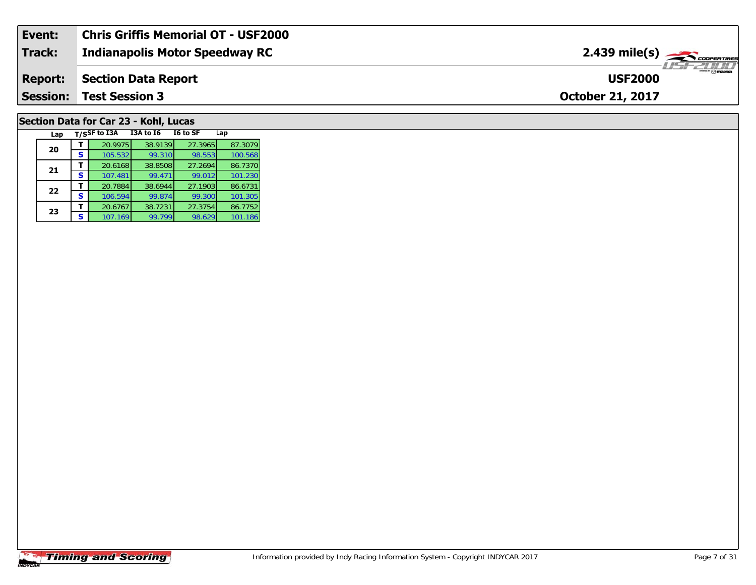| Event: | Chris Griffis Memorial OT - USF2000 | |
|---|---|---|
| Track: | Indianapolis Motor Speedway RC | 2.439 mile(s) |
| Report: | Section Data Report | USF2000 |
| Session: | Test Session 3 | October 21, 2017 |

## Section Data for Car 23 - Kohl, Lucas

| Lap | T/S | SF to I3A | I3A to I6 | I6 to SF | Lap |
|---|---|---|---|---|---|
| 20 | T | 20.9975 | 38.9139 | 27.3965 | 87.3079 |
| | S | 105.532 | 99.310 | 98.553 | 100.568 |
| 21 | T | 20.6168 | 38.8508 | 27.2694 | 86.7370 |
| | S | 107.481 | 99.471 | 99.012 | 101.230 |
| 22 | T | 20.7884 | 38.6944 | 27.1903 | 86.6731 |
| | S | 106.594 | 99.874 | 99.300 | 101.305 |
| 23 | T | 20.6767 | 38.7231 | 27.3754 | 86.7752 |
| | S | 107.169 | 99.799 | 98.629 | 101.186 |

Timing and Scoring

Information provided by Indy Racing Information System - Copyright INDYCAR 2017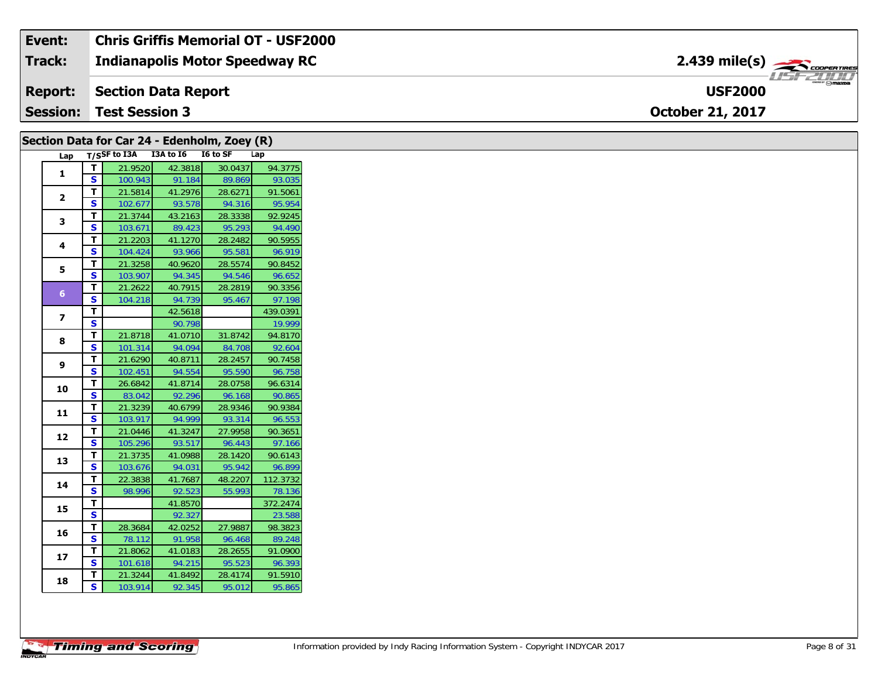| Event: | Chris Griffis Memorial OT - USF2000 | |
|---|---|---|
| Track: | Indianapolis Motor Speedway RC | 2.439 mile(s) |
| Report: | Section Data Report | USF2000 |
| Session: | Test Session 3 | October 21, 2017 |

## Section Data for Car 24 - Edenholm, Zoey (R)

| Lap | T/S | SF to I3A | I3A to I6 | I6 to SF | Lap |
|---|---|---|---|---|---|
| 1 | T | 21.9520 | 42.3818 | 30.0437 | 94.3775 |
| | S | 100.943 | 91.184 | 89.869 | 93.035 |
| 2 | T | 21.5814 | 41.2976 | 28.6271 | 91.5061 |
| | S | 102.677 | 93.578 | 94.316 | 95.954 |
| 3 | T | 21.3744 | 43.2163 | 28.3338 | 92.9245 |
| | S | 103.671 | 89.423 | 95.293 | 94.490 |
| 4 | T | 21.2203 | 41.1270 | 28.2482 | 90.5955 |
| | S | 104.424 | 93.966 | 95.581 | 96.919 |
| 5 | T | 21.3258 | 40.9620 | 28.5574 | 90.8452 |
| | S | 103.907 | 94.345 | 94.546 | 96.652 |
| 6 | T | 21.2622 | 40.7915 | 28.2819 | 90.3356 |
| | S | 104.218 | 94.739 | 95.467 | 97.198 |
| 7 | T | | 42.5618 | | 439.0391 |
| | S | | 90.798 | | 19.999 |
| 8 | T | 21.8718 | 41.0710 | 31.8742 | 94.8170 |
| | S | 101.314 | 94.094 | 84.708 | 92.604 |
| 9 | T | 21.6290 | 40.8711 | 28.2457 | 90.7458 |
| | S | 102.451 | 94.554 | 95.590 | 96.758 |
| 10 | T | 26.6842 | 41.8714 | 28.0758 | 96.6314 |
| | S | 83.042 | 92.296 | 96.168 | 90.865 |
| 11 | T | 21.3239 | 40.6799 | 28.9346 | 90.9384 |
| | S | 103.917 | 94.999 | 93.314 | 96.553 |
| 12 | T | 21.0446 | 41.3247 | 27.9958 | 90.3651 |
| | S | 105.296 | 93.517 | 96.443 | 97.166 |
| 13 | T | 21.3735 | 41.0988 | 28.1420 | 90.6143 |
| | S | 103.676 | 94.031 | 95.942 | 96.899 |
| 14 | T | 22.3838 | 41.7687 | 48.2207 | 112.3732 |
| | S | 98.996 | 92.523 | 55.993 | 78.136 |
| 15 | T | | 41.8570 | | 372.2474 |
| | S | | 92.327 | | 23.588 |
| 16 | T | 28.3684 | 42.0252 | 27.9887 | 98.3823 |
| | S | 78.112 | 91.958 | 96.468 | 89.248 |
| 17 | T | 21.8062 | 41.0183 | 28.2655 | 91.0900 |
| | S | 101.618 | 94.215 | 95.523 | 96.393 |
| 18 | T | 21.3244 | 41.8492 | 28.4174 | 91.5910 |
| | S | 103.914 | 92.345 | 95.012 | 95.865 |

Timing and Scoring

Information provided by Indy Racing Information System - Copyright INDYCAR 2017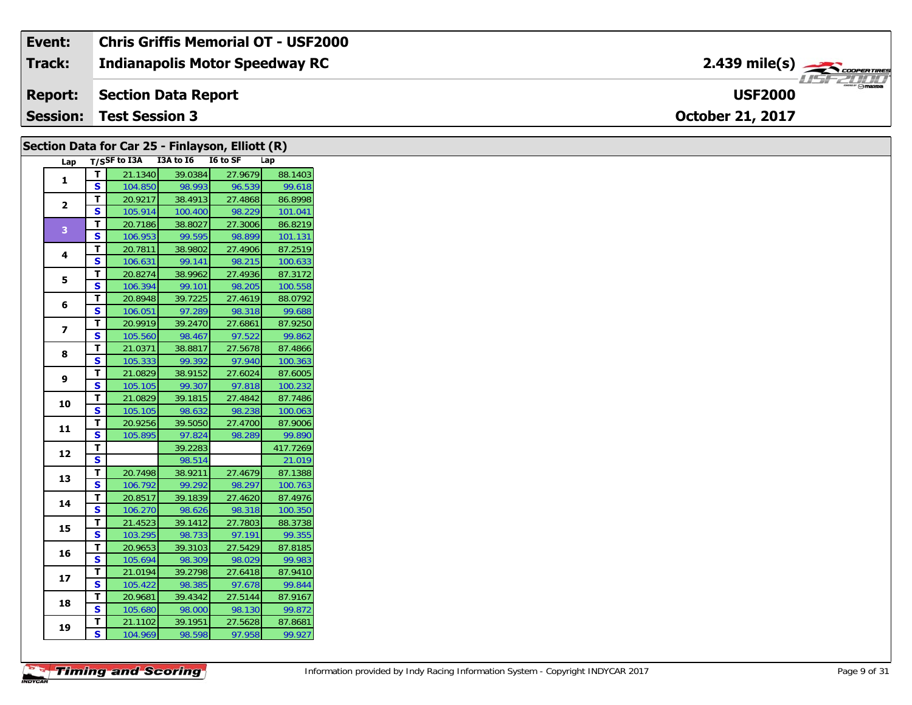| Event: | Chris Griffis Memorial OT - USF2000 | |
|---|---|---|
| Track: | Indianapolis Motor Speedway RC | 2.439 mile(s) |
| Report: | Section Data Report | USF2000 |
| Session: | Test Session 3 | October 21, 2017 |

## Section Data for Car 25 - Finlayson, Elliott (R)

| Lap | T/S | SF to I3A | I3A to I6 | I6 to SF | Lap |
|---|---|---|---|---|---|
| 1 | T | 21.1340 | 39.0384 | 27.9679 | 88.1403 |
| | S | 104.850 | 98.993 | 96.539 | 99.618 |
| 2 | T | 20.9217 | 38.4913 | 27.4868 | 86.8998 |
| | S | 105.914 | 100.400 | 98.229 | 101.041 |
| 3 | T | 20.7186 | 38.8027 | 27.3006 | 86.8219 |
| | S | 106.953 | 99.595 | 98.899 | 101.131 |
| 4 | T | 20.7811 | 38.9802 | 27.4906 | 87.2519 |
| | S | 106.631 | 99.141 | 98.215 | 100.633 |
| 5 | T | 20.8274 | 38.9962 | 27.4936 | 87.3172 |
| | S | 106.394 | 99.101 | 98.205 | 100.558 |
| 6 | T | 20.8948 | 39.7225 | 27.4619 | 88.0792 |
| | S | 106.051 | 97.289 | 98.318 | 99.688 |
| 7 | T | 20.9919 | 39.2470 | 27.6861 | 87.9250 |
| | S | 105.560 | 98.467 | 97.522 | 99.862 |
| 8 | T | 21.0371 | 38.8817 | 27.5678 | 87.4866 |
| | S | 105.333 | 99.392 | 97.940 | 100.363 |
| 9 | T | 21.0829 | 38.9152 | 27.6024 | 87.6005 |
| | S | 105.105 | 99.307 | 97.818 | 100.232 |
| 10 | T | 21.0829 | 39.1815 | 27.4842 | 87.7486 |
| | S | 105.105 | 98.632 | 98.238 | 100.063 |
| 11 | T | 20.9256 | 39.5050 | 27.4700 | 87.9006 |
| | S | 105.895 | 97.824 | 98.289 | 99.890 |
| 12 | T | | 39.2283 | | 417.7269 |
| | S | | 98.514 | | 21.019 |
| 13 | T | 20.7498 | 38.9211 | 27.4679 | 87.1388 |
| | S | 106.792 | 99.292 | 98.297 | 100.763 |
| 14 | T | 20.8517 | 39.1839 | 27.4620 | 87.4976 |
| | S | 106.270 | 98.626 | 98.318 | 100.350 |
| 15 | T | 21.4523 | 39.1412 | 27.7803 | 88.3738 |
| | S | 103.295 | 98.733 | 97.191 | 99.355 |
| 16 | T | 20.9653 | 39.3103 | 27.5429 | 87.8185 |
| | S | 105.694 | 98.309 | 98.029 | 99.983 |
| 17 | T | 21.0194 | 39.2798 | 27.6418 | 87.9410 |
| | S | 105.422 | 98.385 | 97.678 | 99.844 |
| 18 | T | 20.9681 | 39.4342 | 27.5144 | 87.9167 |
| | S | 105.680 | 98.000 | 98.130 | 99.872 |
| 19 | T | 21.1102 | 39.1951 | 27.5628 | 87.8681 |
| | S | 104.969 | 98.598 | 97.958 | 99.927 |

Information provided by Indy Racing Information System - Copyright INDYCAR 2017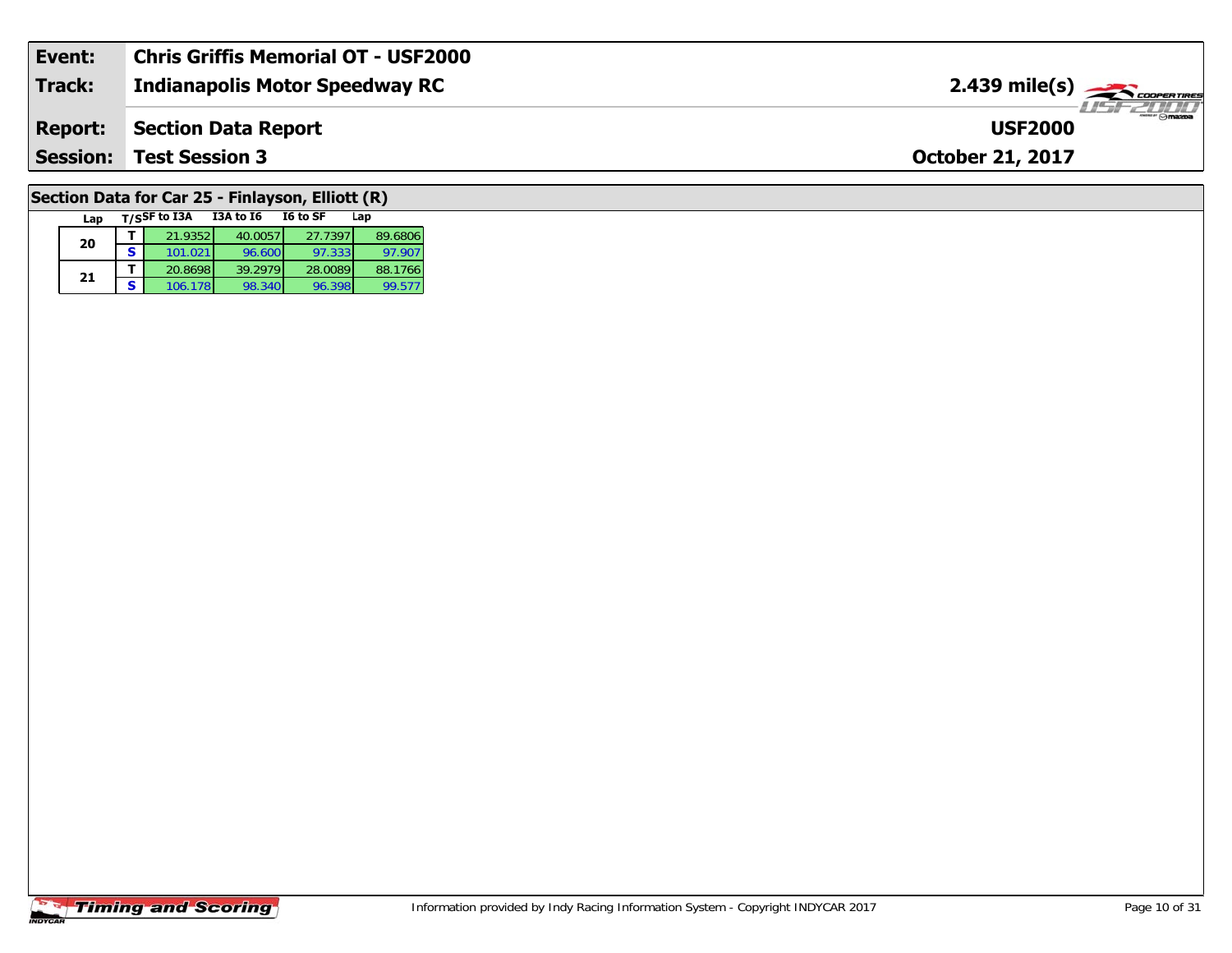| **Event:** | **Chris Griffis Memorial OT - USF2000** | |
|---|---|---|
| **Track:** | **Indianapolis Motor Speedway RC** | **2.439 mile(s)** |
| **Report:** | **Section Data Report** | **USF2000** |
| **Session:** | **Test Session 3** | **October 21, 2017** |

## Section Data for Car 25 - Finlayson, Elliott (R)

| Lap | T/S | SF to I3A | I3A to I6 | I6 to SF | Lap |
|---|---|---|---|---|---|
| 20 | T | 21.9352 | 40.0057 | 27.7397 | 89.6806 |
| | S | 101.021 | 96.600 | 97.333 | 97.907 |
| 21 | T | 20.8698 | 39.2979 | 28.0089 | 88.1766 |
| | S | 106.178 | 98.340 | 96.398 | 99.577 |

Information provided by Indy Racing Information System - Copyright INDYCAR 2017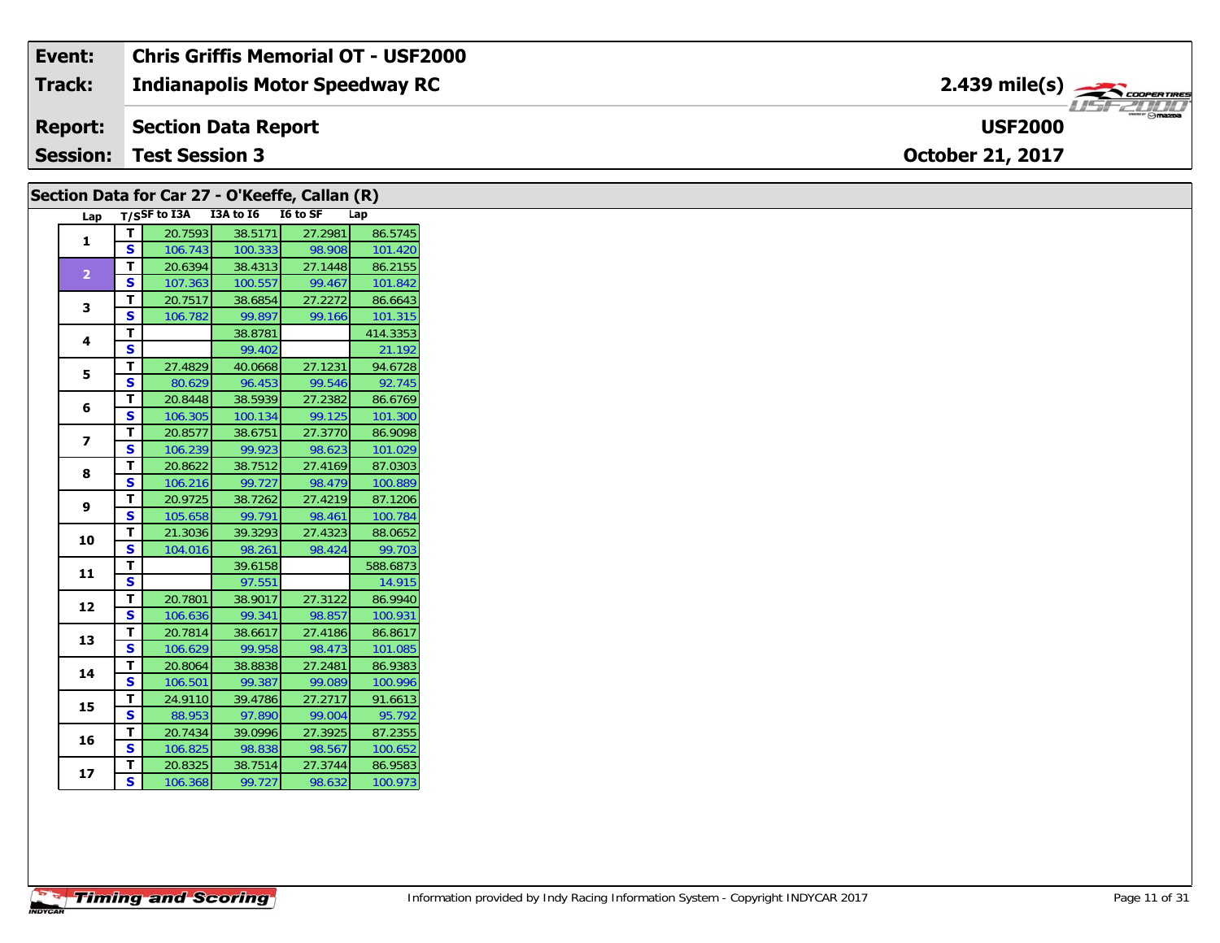| Event: | Chris Griffis Memorial OT - USF2000 | |
|---|---|---|
| Track: | Indianapolis Motor Speedway RC | 2.439 mile(s) |
| Report: | Section Data Report | USF2000 |
| Session: | Test Session 3 | October 21, 2017 |

## Section Data for Car 27 - O'Keeffe, Callan (R)

| Lap | T/S | SF to I3A | I3A to I6 | I6 to SF | Lap |
|---|---|---|---|---|---|
| 1 | T | 20.7593 | 38.5171 | 27.2981 | 86.5745 |
| | S | 106.743 | 100.333 | 98.908 | 101.420 |
| 2 | T | 20.6394 | 38.4313 | 27.1448 | 86.2155 |
| | S | 107.363 | 100.557 | 99.467 | 101.842 |
| 3 | T | 20.7517 | 38.6854 | 27.2272 | 86.6643 |
| | S | 106.782 | 99.897 | 99.166 | 101.315 |
| 4 | T | | 38.8781 | | 414.3353 |
| | S | | 99.402 | | 21.192 |
| 5 | T | 27.4829 | 40.0668 | 27.1231 | 94.6728 |
| | S | 80.629 | 96.453 | 99.546 | 92.745 |
| 6 | T | 20.8448 | 38.5939 | 27.2382 | 86.6769 |
| | S | 106.305 | 100.134 | 99.125 | 101.300 |
| 7 | T | 20.8577 | 38.6751 | 27.3770 | 86.9098 |
| | S | 106.239 | 99.923 | 98.623 | 101.029 |
| 8 | T | 20.8622 | 38.7512 | 27.4169 | 87.0303 |
| | S | 106.216 | 99.727 | 98.479 | 100.889 |
| 9 | T | 20.9725 | 38.7262 | 27.4219 | 87.1206 |
| | S | 105.658 | 99.791 | 98.461 | 100.784 |
| 10 | T | 21.3036 | 39.3293 | 27.4323 | 88.0652 |
| | S | 104.016 | 98.261 | 98.424 | 99.703 |
| 11 | T | | 39.6158 | | 588.6873 |
| | S | | 97.551 | | 14.915 |
| 12 | T | 20.7801 | 38.9017 | 27.3122 | 86.9940 |
| | S | 106.636 | 99.341 | 98.857 | 100.931 |
| 13 | T | 20.7814 | 38.6617 | 27.4186 | 86.8617 |
| | S | 106.629 | 99.958 | 98.473 | 101.085 |
| 14 | T | 20.8064 | 38.8838 | 27.2481 | 86.9383 |
| | S | 106.501 | 99.387 | 99.089 | 100.996 |
| 15 | T | 24.9110 | 39.4786 | 27.2717 | 91.6613 |
| | S | 88.953 | 97.890 | 99.004 | 95.792 |
| 16 | T | 20.7434 | 39.0996 | 27.3925 | 87.2355 |
| | S | 106.825 | 98.838 | 98.567 | 100.652 |
| 17 | T | 20.8325 | 38.7514 | 27.3744 | 86.9583 |
| | S | 106.368 | 99.727 | 98.632 | 100.973 |

Information provided by Indy Racing Information System - Copyright INDYCAR 2017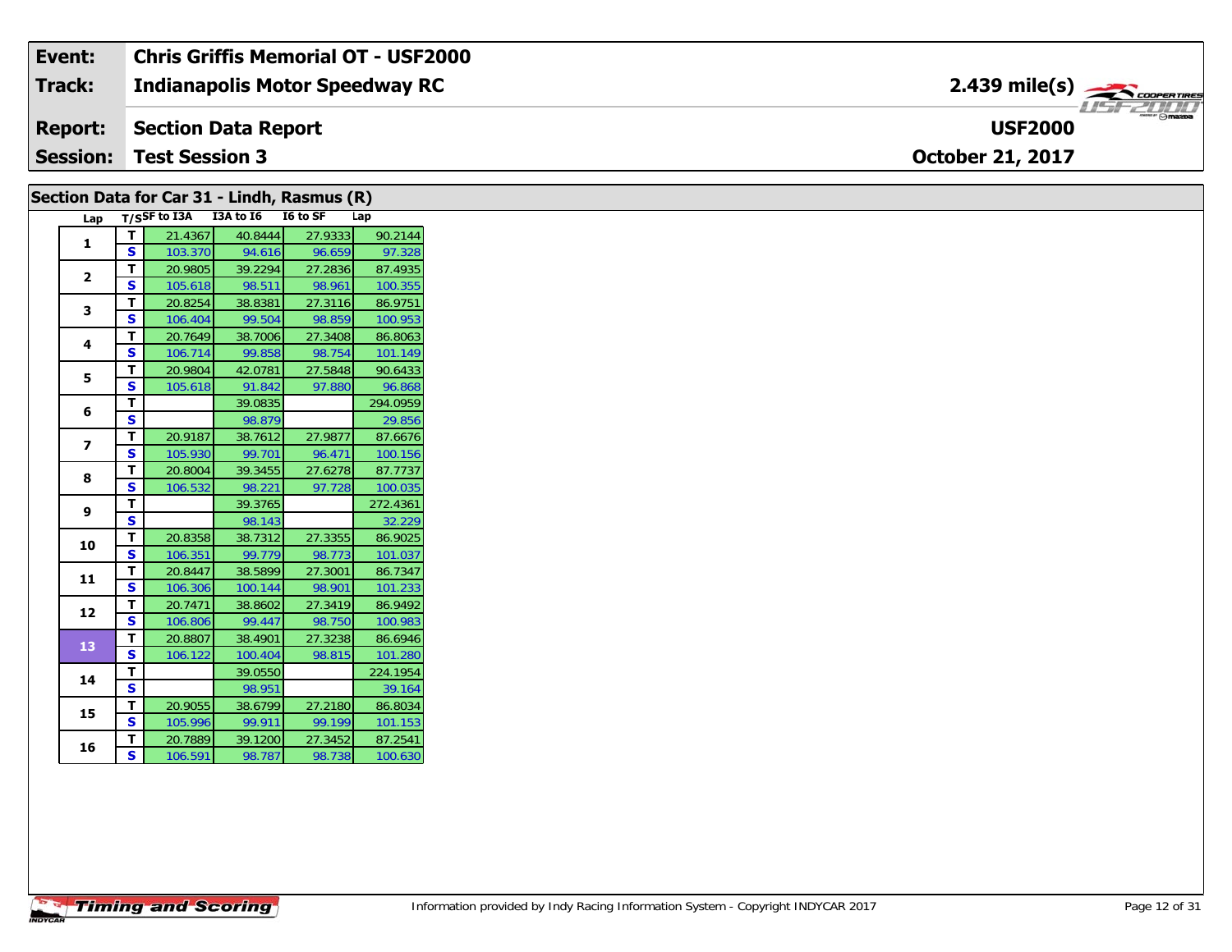| Event: | Chris Griffis Memorial OT - USF2000 | |
|---|---|---|
| Track: | Indianapolis Motor Speedway RC | 2.439 mile(s) |
| Report: | Section Data Report | USF2000 |
| Session: | Test Session 3 | October 21, 2017 |

## Section Data for Car 31 - Lindh, Rasmus (R)

| Lap | T/S | SF to I3A | I3A to I6 | I6 to SF | Lap |
|---|---|---|---|---|---|
| 1 | T | 21.4367 | 40.8444 | 27.9333 | 90.2144 |
| | S | 103.370 | 94.616 | 96.659 | 97.328 |
| 2 | T | 20.9805 | 39.2294 | 27.2836 | 87.4935 |
| | S | 105.618 | 98.511 | 98.961 | 100.355 |
| 3 | T | 20.8254 | 38.8381 | 27.3116 | 86.9751 |
| | S | 106.404 | 99.504 | 98.859 | 100.953 |
| 4 | T | 20.7649 | 38.7006 | 27.3408 | 86.8063 |
| | S | 106.714 | 99.858 | 98.754 | 101.149 |
| 5 | T | 20.9804 | 42.0781 | 27.5848 | 90.6433 |
| | S | 105.618 | 91.842 | 97.880 | 96.868 |
| 6 | T | | 39.0835 | | 294.0959 |
| | S | | 98.879 | | 29.856 |
| 7 | T | 20.9187 | 38.7612 | 27.9877 | 87.6676 |
| | S | 105.930 | 99.701 | 96.471 | 100.156 |
| 8 | T | 20.8004 | 39.3455 | 27.6278 | 87.7737 |
| | S | 106.532 | 98.221 | 97.728 | 100.035 |
| 9 | T | | 39.3765 | | 272.4361 |
| | S | | 98.143 | | 32.229 |
| 10 | T | 20.8358 | 38.7312 | 27.3355 | 86.9025 |
| | S | 106.351 | 99.779 | 98.773 | 101.037 |
| 11 | T | 20.8447 | 38.5899 | 27.3001 | 86.7347 |
| | S | 106.306 | 100.144 | 98.901 | 101.233 |
| 12 | T | 20.7471 | 38.8602 | 27.3419 | 86.9492 |
| | S | 106.806 | 99.447 | 98.750 | 100.983 |
| 13 | T | 20.8807 | 38.4901 | 27.3238 | 86.6946 |
| | S | 106.122 | 100.404 | 98.815 | 101.280 |
| 14 | T | | 39.0550 | | 224.1954 |
| | S | | 98.951 | | 39.164 |
| 15 | T | 20.9055 | 38.6799 | 27.2180 | 86.8034 |
| | S | 105.996 | 99.911 | 99.199 | 101.153 |
| 16 | T | 20.7889 | 39.1200 | 27.3452 | 87.2541 |
| | S | 106.591 | 98.787 | 98.738 | 100.630 |

Information provided by Indy Racing Information System - Copyright INDYCAR 2017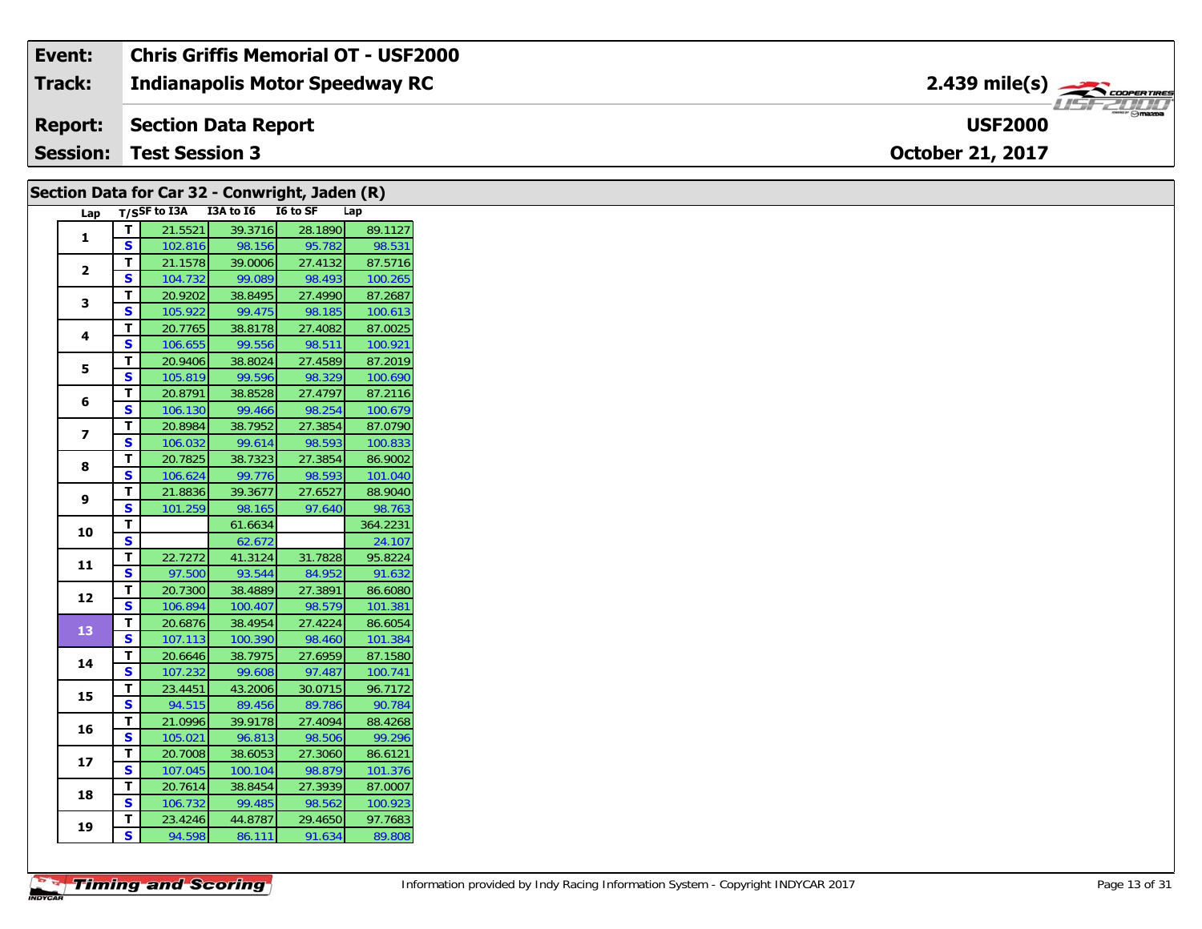| Event: | Chris Griffis Memorial OT - USF2000 | |
|---|---|---|
| Track: | Indianapolis Motor Speedway RC | 2.439 mile(s) |
| Report: | Section Data Report | USF2000 |
| Session: | Test Session 3 | October 21, 2017 |

## Section Data for Car 32 - Conwright, Jaden (R)

| Lap | T/S | SF to I3A | I3A to I6 | I6 to SF | Lap |
|---|---|---|---|---|---|
| 1 | T | 21.5521 | 39.3716 | 28.1890 | 89.1127 |
| | S | 102.816 | 98.156 | 95.782 | 98.531 |
| 2 | T | 21.1578 | 39.0006 | 27.4132 | 87.5716 |
| | S | 104.732 | 99.089 | 98.493 | 100.265 |
| 3 | T | 20.9202 | 38.8495 | 27.4990 | 87.2687 |
| | S | 105.922 | 99.475 | 98.185 | 100.613 |
| 4 | T | 20.7765 | 38.8178 | 27.4082 | 87.0025 |
| | S | 106.655 | 99.556 | 98.511 | 100.921 |
| 5 | T | 20.9406 | 38.8024 | 27.4589 | 87.2019 |
| | S | 105.819 | 99.596 | 98.329 | 100.690 |
| 6 | T | 20.8791 | 38.8528 | 27.4797 | 87.2116 |
| | S | 106.130 | 99.466 | 98.254 | 100.679 |
| 7 | T | 20.8984 | 38.7952 | 27.3854 | 87.0790 |
| | S | 106.032 | 99.614 | 98.593 | 100.833 |
| 8 | T | 20.7825 | 38.7323 | 27.3854 | 86.9002 |
| | S | 106.624 | 99.776 | 98.593 | 101.040 |
| 9 | T | 21.8836 | 39.3677 | 27.6527 | 88.9040 |
| | S | 101.259 | 98.165 | 97.640 | 98.763 |
| 10 | T | | 61.6634 | | 364.2231 |
| | S | | 62.672 | | 24.107 |
| 11 | T | 22.7272 | 41.3124 | 31.7828 | 95.8224 |
| | S | 97.500 | 93.544 | 84.952 | 91.632 |
| 12 | T | 20.7300 | 38.4889 | 27.3891 | 86.6080 |
| | S | 106.894 | 100.407 | 98.579 | 101.381 |
| 13 | T | 20.6876 | 38.4954 | 27.4224 | 86.6054 |
| | S | 107.113 | 100.390 | 98.460 | 101.384 |
| 14 | T | 20.6646 | 38.7975 | 27.6959 | 87.1580 |
| | S | 107.232 | 99.608 | 97.487 | 100.741 |
| 15 | T | 23.4451 | 43.2006 | 30.0715 | 96.7172 |
| | S | 94.515 | 89.456 | 89.786 | 90.784 |
| 16 | T | 21.0996 | 39.9178 | 27.4094 | 88.4268 |
| | S | 105.021 | 96.813 | 98.506 | 99.296 |
| 17 | T | 20.7008 | 38.6053 | 27.3060 | 86.6121 |
| | S | 107.045 | 100.104 | 98.879 | 101.376 |
| 18 | T | 20.7614 | 38.8454 | 27.3939 | 87.0007 |
| | S | 106.732 | 99.485 | 98.562 | 100.923 |
| 19 | T | 23.4246 | 44.8787 | 29.4650 | 97.7683 |
| | S | 94.598 | 86.111 | 91.634 | 89.808 |

Information provided by Indy Racing Information System - Copyright INDYCAR 2017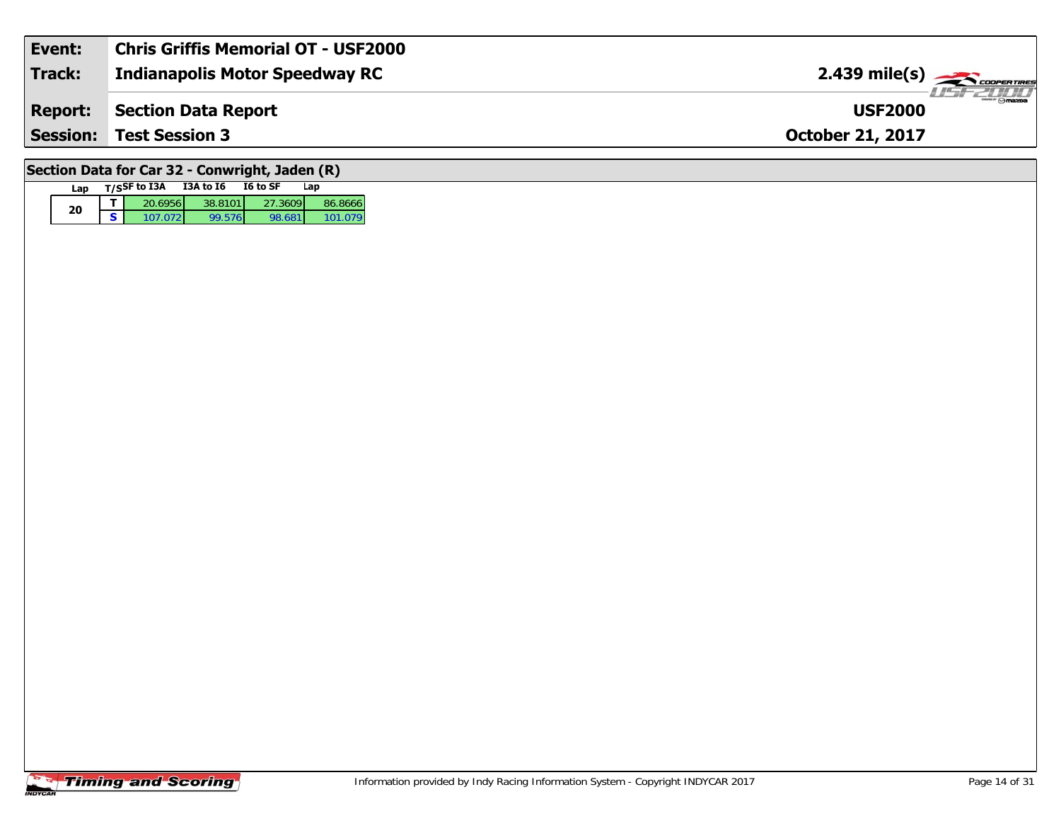| Event: | Chris Griffis Memorial OT - USF2000 | |
| --- | --- | --- |
| Track: | Indianapolis Motor Speedway RC | 2.439 mile(s) |
| Report: | Section Data Report | USF2000 |
| Session: | Test Session 3 | October 21, 2017 |

## Section Data for Car 32 - Conwright, Jaden (R)

| Lap | T/S | SF to I3A | I3A to I6 | I6 to SF | Lap |
| --- | --- | --- | --- | --- | --- |
| 20 | T | 20.6956 | 38.8101 | 27.3609 | 86.8666 |
| | S | 107.072 | 99.576 | 98.681 | 101.079 |

Timing and Scoring

Information provided by Indy Racing Information System - Copyright INDYCAR 2017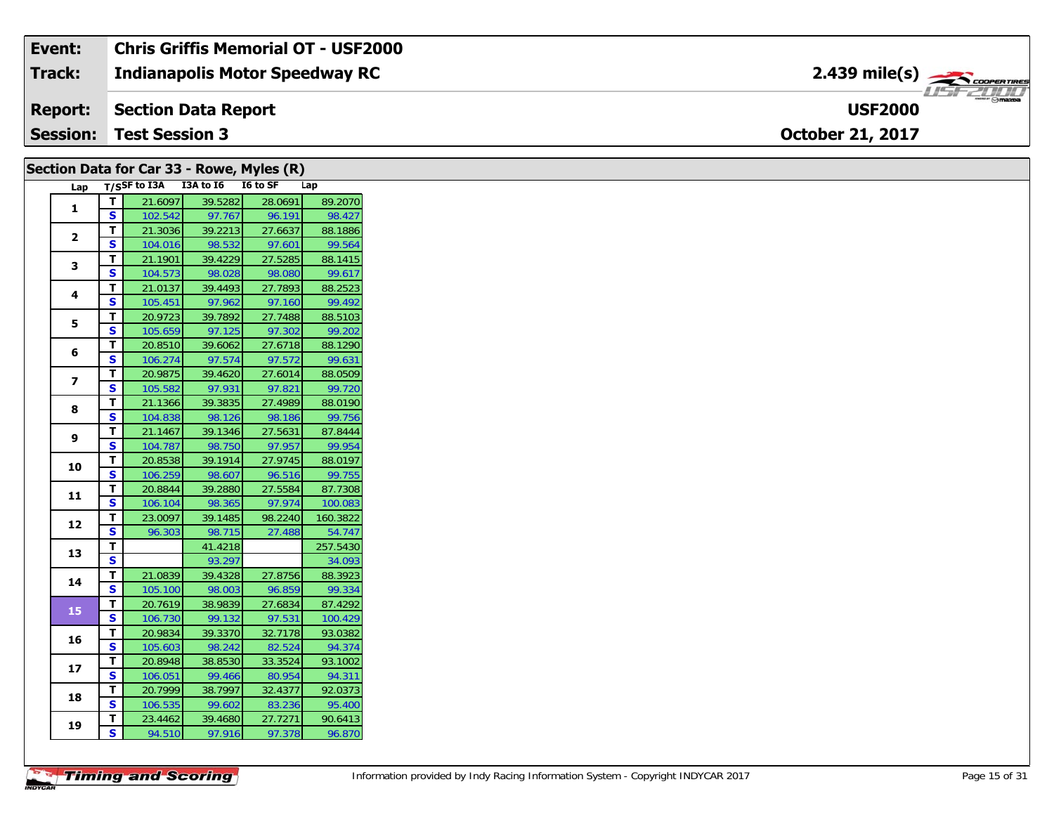| Event: | Chris Griffis Memorial OT - USF2000 | |
|---|---|---|
| Track: | Indianapolis Motor Speedway RC | 2.439 mile(s) |
| Report: | Section Data Report | USF2000 |
| Session: | Test Session 3 | October 21, 2017 |

## Section Data for Car 33 - Rowe, Myles (R)

| Lap | T/S | SF to I3A | I3A to I6 | I6 to SF | Lap |
|---|---|---|---|---|---|
| 1 | T | 21.6097 | 39.5282 | 28.0691 | 89.2070 |
| | S | 102.542 | 97.767 | 96.191 | 98.427 |
| 2 | T | 21.3036 | 39.2213 | 27.6637 | 88.1886 |
| | S | 104.016 | 98.532 | 97.601 | 99.564 |
| 3 | T | 21.1901 | 39.4229 | 27.5285 | 88.1415 |
| | S | 104.573 | 98.028 | 98.080 | 99.617 |
| 4 | T | 21.0137 | 39.4493 | 27.7893 | 88.2523 |
| | S | 105.451 | 97.962 | 97.160 | 99.492 |
| 5 | T | 20.9723 | 39.7892 | 27.7488 | 88.5103 |
| | S | 105.659 | 97.125 | 97.302 | 99.202 |
| 6 | T | 20.8510 | 39.6062 | 27.6718 | 88.1290 |
| | S | 106.274 | 97.574 | 97.572 | 99.631 |
| 7 | T | 20.9875 | 39.4620 | 27.6014 | 88.0509 |
| | S | 105.582 | 97.931 | 97.821 | 99.720 |
| 8 | T | 21.1366 | 39.3835 | 27.4989 | 88.0190 |
| | S | 104.838 | 98.126 | 98.186 | 99.756 |
| 9 | T | 21.1467 | 39.1346 | 27.5631 | 87.8444 |
| | S | 104.787 | 98.750 | 97.957 | 99.954 |
| 10 | T | 20.8538 | 39.1914 | 27.9745 | 88.0197 |
| | S | 106.259 | 98.607 | 96.516 | 99.755 |
| 11 | T | 20.8844 | 39.2880 | 27.5584 | 87.7308 |
| | S | 106.104 | 98.365 | 97.974 | 100.083 |
| 12 | T | 23.0097 | 39.1485 | 98.2240 | 160.3822 |
| | S | 96.303 | 98.715 | 27.488 | 54.747 |
| 13 | T | | 41.4218 | | 257.5430 |
| | S | | 93.297 | | 34.093 |
| 14 | T | 21.0839 | 39.4328 | 27.8756 | 88.3923 |
| | S | 105.100 | 98.003 | 96.859 | 99.334 |
| 15 | T | 20.7619 | 38.9839 | 27.6834 | 87.4292 |
| | S | 106.730 | 99.132 | 97.531 | 100.429 |
| 16 | T | 20.9834 | 39.3370 | 32.7178 | 93.0382 |
| | S | 105.603 | 98.242 | 82.524 | 94.374 |
| 17 | T | 20.8948 | 38.8530 | 33.3524 | 93.1002 |
| | S | 106.051 | 99.466 | 80.954 | 94.311 |
| 18 | T | 20.7999 | 38.7997 | 32.4377 | 92.0373 |
| | S | 106.535 | 99.602 | 83.236 | 95.400 |
| 19 | T | 23.4462 | 39.4680 | 27.7271 | 90.6413 |
| | S | 94.510 | 97.916 | 97.378 | 96.870 |

Information provided by Indy Racing Information System - Copyright INDYCAR 2017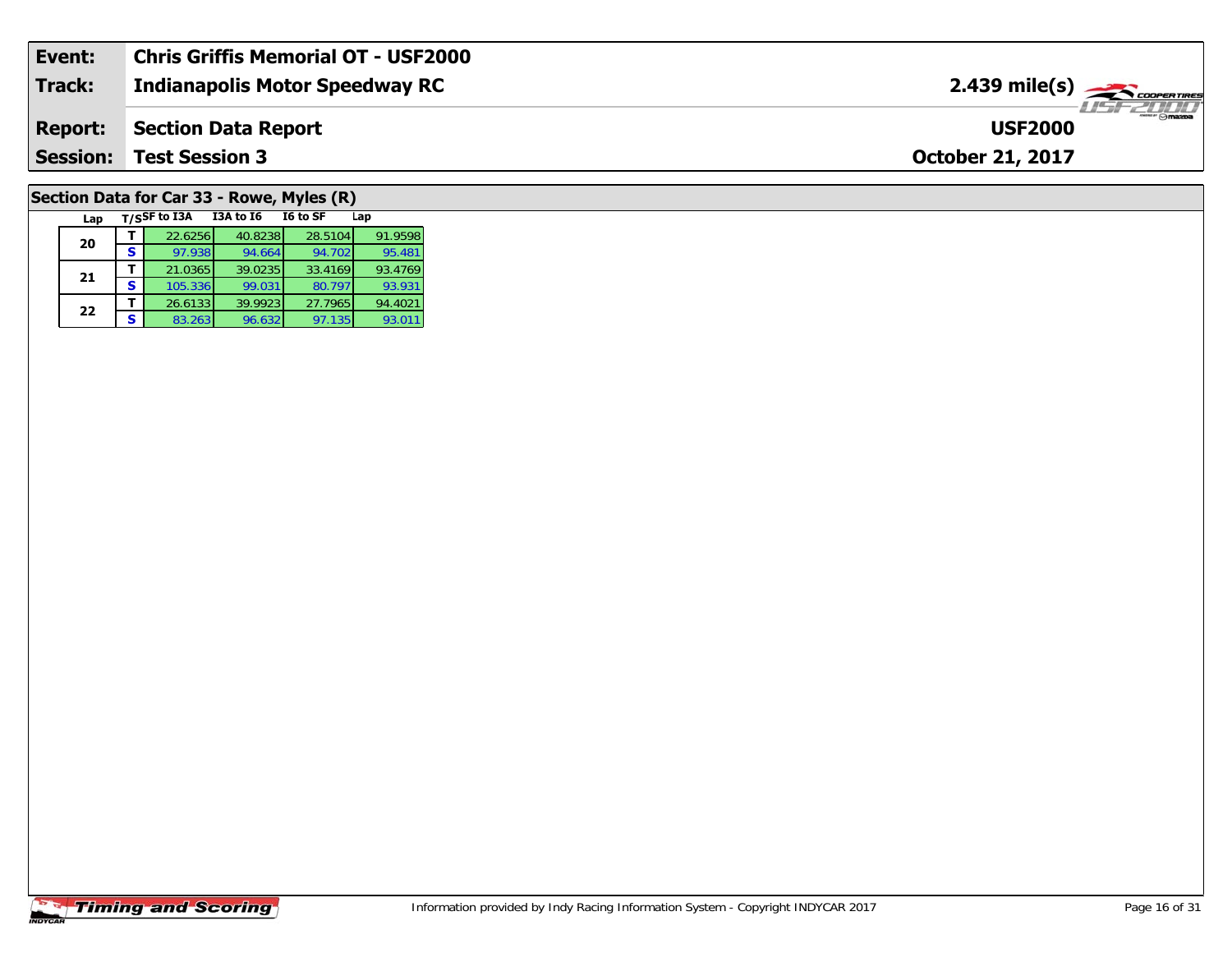| | |
|---|---|
| **Event:** | **Chris Griffis Memorial OT - USF2000** |
| **Track:** | **Indianapolis Motor Speedway RC** |
| **Report:** | **Section Data Report** |
| **Session:** | **Test Session 3** |

**2.439 mile(s)**

**USF2000**

**October 21, 2017**

## Section Data for Car 33 - Rowe, Myles (R)

| Lap | T/S | SF to I3A | I3A to I6 | I6 to SF | Lap |
|---|---|---|---|---|---|
| 20 | T | 22.6256 | 40.8238 | 28.5104 | 91.9598 |
| | S | 97.938 | 94.664 | 94.702 | 95.481 |
| 21 | T | 21.0365 | 39.0235 | 33.4169 | 93.4769 |
| | S | 105.336 | 99.031 | 80.797 | 93.931 |
| 22 | T | 26.6133 | 39.9923 | 27.7965 | 94.4021 |
| | S | 83.263 | 96.632 | 97.135 | 93.011 |

Information provided by Indy Racing Information System - Copyright INDYCAR 2017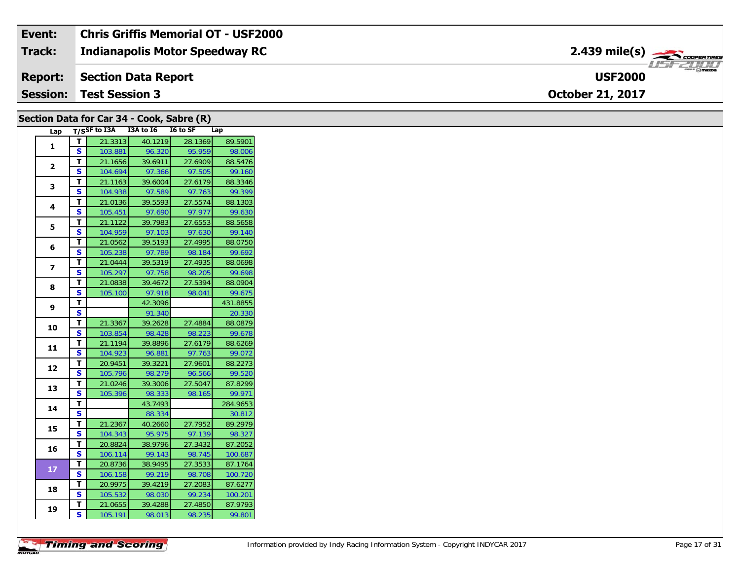| Event: | Chris Griffis Memorial OT - USF2000 | |
|---|---|---|
| Track: | Indianapolis Motor Speedway RC | 2.439 mile(s) |
| Report: | Section Data Report | USF2000 |
| Session: | Test Session 3 | October 21, 2017 |

## Section Data for Car 34 - Cook, Sabre (R)

| Lap | T/S | SF to I3A | I3A to I6 | I6 to SF | Lap |
|---|---|---|---|---|---|
| 1 | T | 21.3313 | 40.1219 | 28.1369 | 89.5901 |
| | S | 103.881 | 96.320 | 95.959 | 98.006 |
| 2 | T | 21.1656 | 39.6911 | 27.6909 | 88.5476 |
| | S | 104.694 | 97.366 | 97.505 | 99.160 |
| 3 | T | 21.1163 | 39.6004 | 27.6179 | 88.3346 |
| | S | 104.938 | 97.589 | 97.763 | 99.399 |
| 4 | T | 21.0136 | 39.5593 | 27.5574 | 88.1303 |
| | S | 105.451 | 97.690 | 97.977 | 99.630 |
| 5 | T | 21.1122 | 39.7983 | 27.6553 | 88.5658 |
| | S | 104.959 | 97.103 | 97.630 | 99.140 |
| 6 | T | 21.0562 | 39.5193 | 27.4995 | 88.0750 |
| | S | 105.238 | 97.789 | 98.184 | 99.692 |
| 7 | T | 21.0444 | 39.5319 | 27.4935 | 88.0698 |
| | S | 105.297 | 97.758 | 98.205 | 99.698 |
| 8 | T | 21.0838 | 39.4672 | 27.5394 | 88.0904 |
| | S | 105.100 | 97.918 | 98.041 | 99.675 |
| 9 | T | | 42.3096 | | 431.8855 |
| | S | | 91.340 | | 20.330 |
| 10 | T | 21.3367 | 39.2628 | 27.4884 | 88.0879 |
| | S | 103.854 | 98.428 | 98.223 | 99.678 |
| 11 | T | 21.1194 | 39.8896 | 27.6179 | 88.6269 |
| | S | 104.923 | 96.881 | 97.763 | 99.072 |
| 12 | T | 20.9451 | 39.3221 | 27.9601 | 88.2273 |
| | S | 105.796 | 98.279 | 96.566 | 99.520 |
| 13 | T | 21.0246 | 39.3006 | 27.5047 | 87.8299 |
| | S | 105.396 | 98.333 | 98.165 | 99.971 |
| 14 | T | | 43.7493 | | 284.9653 |
| | S | | 88.334 | | 30.812 |
| 15 | T | 21.2367 | 40.2660 | 27.7952 | 89.2979 |
| | S | 104.343 | 95.975 | 97.139 | 98.327 |
| 16 | T | 20.8824 | 38.9796 | 27.3432 | 87.2052 |
| | S | 106.114 | 99.143 | 98.745 | 100.687 |
| 17 | T | 20.8736 | 38.9495 | 27.3533 | 87.1764 |
| | S | 106.158 | 99.219 | 98.708 | 100.720 |
| 18 | T | 20.9975 | 39.4219 | 27.2083 | 87.6277 |
| | S | 105.532 | 98.030 | 99.234 | 100.201 |
| 19 | T | 21.0655 | 39.4288 | 27.4850 | 87.9793 |
| | S | 105.191 | 98.013 | 98.235 | 99.801 |

Information provided by Indy Racing Information System - Copyright INDYCAR 2017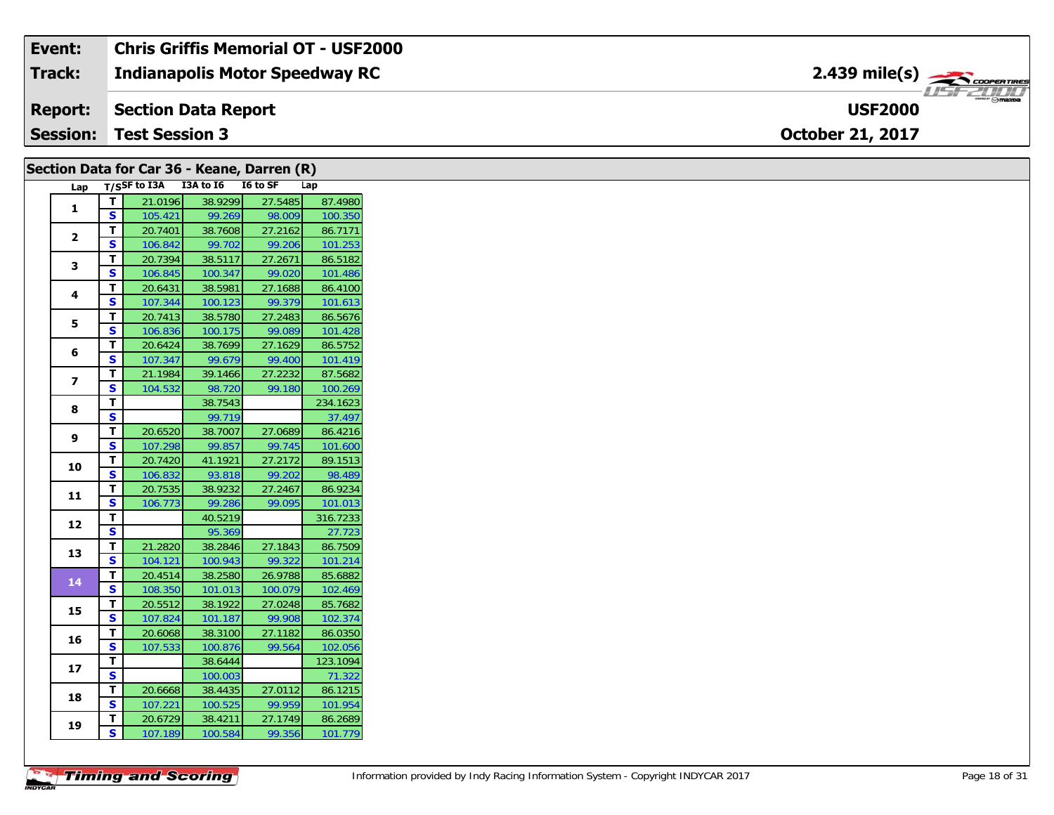| Event: | Chris Griffis Memorial OT - USF2000 | |
|---|---|---|
| Track: | Indianapolis Motor Speedway RC | 2.439 mile(s) |
| Report: | Section Data Report | USF2000 |
| Session: | Test Session 3 | October 21, 2017 |

## Section Data for Car 36 - Keane, Darren (R)

| Lap | T/S | SF to I3A | I3A to I6 | I6 to SF | Lap |
|---|---|---|---|---|---|
| 1 | T | 21.0196 | 38.9299 | 27.5485 | 87.4980 |
| | S | 105.421 | 99.269 | 98.009 | 100.350 |
| 2 | T | 20.7401 | 38.7608 | 27.2162 | 86.7171 |
| | S | 106.842 | 99.702 | 99.206 | 101.253 |
| 3 | T | 20.7394 | 38.5117 | 27.2671 | 86.5182 |
| | S | 106.845 | 100.347 | 99.020 | 101.486 |
| 4 | T | 20.6431 | 38.5981 | 27.1688 | 86.4100 |
| | S | 107.344 | 100.123 | 99.379 | 101.613 |
| 5 | T | 20.7413 | 38.5780 | 27.2483 | 86.5676 |
| | S | 106.836 | 100.175 | 99.089 | 101.428 |
| 6 | T | 20.6424 | 38.7699 | 27.1629 | 86.5752 |
| | S | 107.347 | 99.679 | 99.400 | 101.419 |
| 7 | T | 21.1984 | 39.1466 | 27.2232 | 87.5682 |
| | S | 104.532 | 98.720 | 99.180 | 100.269 |
| 8 | T | | 38.7543 | | 234.1623 |
| | S | | 99.719 | | 37.497 |
| 9 | T | 20.6520 | 38.7007 | 27.0689 | 86.4216 |
| | S | 107.298 | 99.857 | 99.745 | 101.600 |
| 10 | T | 20.7420 | 41.1921 | 27.2172 | 89.1513 |
| | S | 106.832 | 93.818 | 99.202 | 98.489 |
| 11 | T | 20.7535 | 38.9232 | 27.2467 | 86.9234 |
| | S | 106.773 | 99.286 | 99.095 | 101.013 |
| 12 | T | | 40.5219 | | 316.7233 |
| | S | | 95.369 | | 27.723 |
| 13 | T | 21.2820 | 38.2846 | 27.1843 | 86.7509 |
| | S | 104.121 | 100.943 | 99.322 | 101.214 |
| 14 | T | 20.4514 | 38.2580 | 26.9788 | 85.6882 |
| | S | 108.350 | 101.013 | 100.079 | 102.469 |
| 15 | T | 20.5512 | 38.1922 | 27.0248 | 85.7682 |
| | S | 107.824 | 101.187 | 99.908 | 102.374 |
| 16 | T | 20.6068 | 38.3100 | 27.1182 | 86.0350 |
| | S | 107.533 | 100.876 | 99.564 | 102.056 |
| 17 | T | | 38.6444 | | 123.1094 |
| | S | | 100.003 | | 71.322 |
| 18 | T | 20.6668 | 38.4435 | 27.0112 | 86.1215 |
| | S | 107.221 | 100.525 | 99.959 | 101.954 |
| 19 | T | 20.6729 | 38.4211 | 27.1749 | 86.2689 |
| | S | 107.189 | 100.584 | 99.356 | 101.779 |

Information provided by Indy Racing Information System - Copyright INDYCAR 2017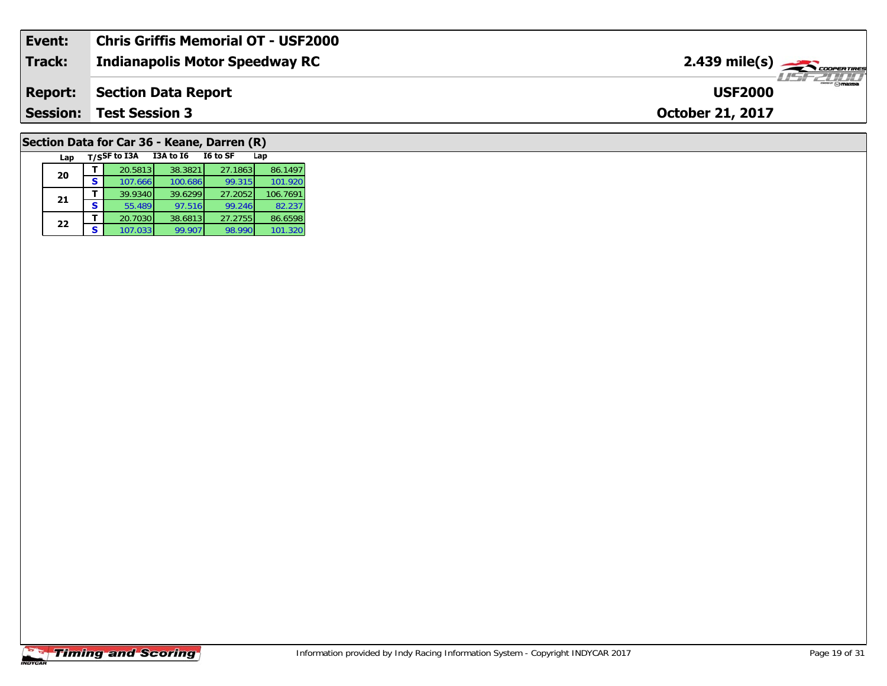| | | |
|---|---|---|
| **Event:** | **Chris Griffis Memorial OT - USF2000** | |
| **Track:** | **Indianapolis Motor Speedway RC** | **2.439 mile(s)** |
| **Report:** | **Section Data Report** | **USF2000** |
| **Session:** | **Test Session 3** | **October 21, 2017** |

## Section Data for Car 36 - Keane, Darren (R)

| Lap | T/S | SF to I3A | I3A to I6 | I6 to SF | Lap |
|---|---|---|---|---|---|
| 20 | T | 20.5813 | 38.3821 | 27.1863 | 86.1497 |
| | S | 107.666 | 100.686 | 99.315 | 101.920 |
| 21 | T | 39.9340 | 39.6299 | 27.2052 | 106.7691 |
| | S | 55.489 | 97.516 | 99.246 | 82.237 |
| 22 | T | 20.7030 | 38.6813 | 27.2755 | 86.6598 |
| | S | 107.033 | 99.907 | 98.990 | 101.320 |

Information provided by Indy Racing Information System - Copyright INDYCAR 2017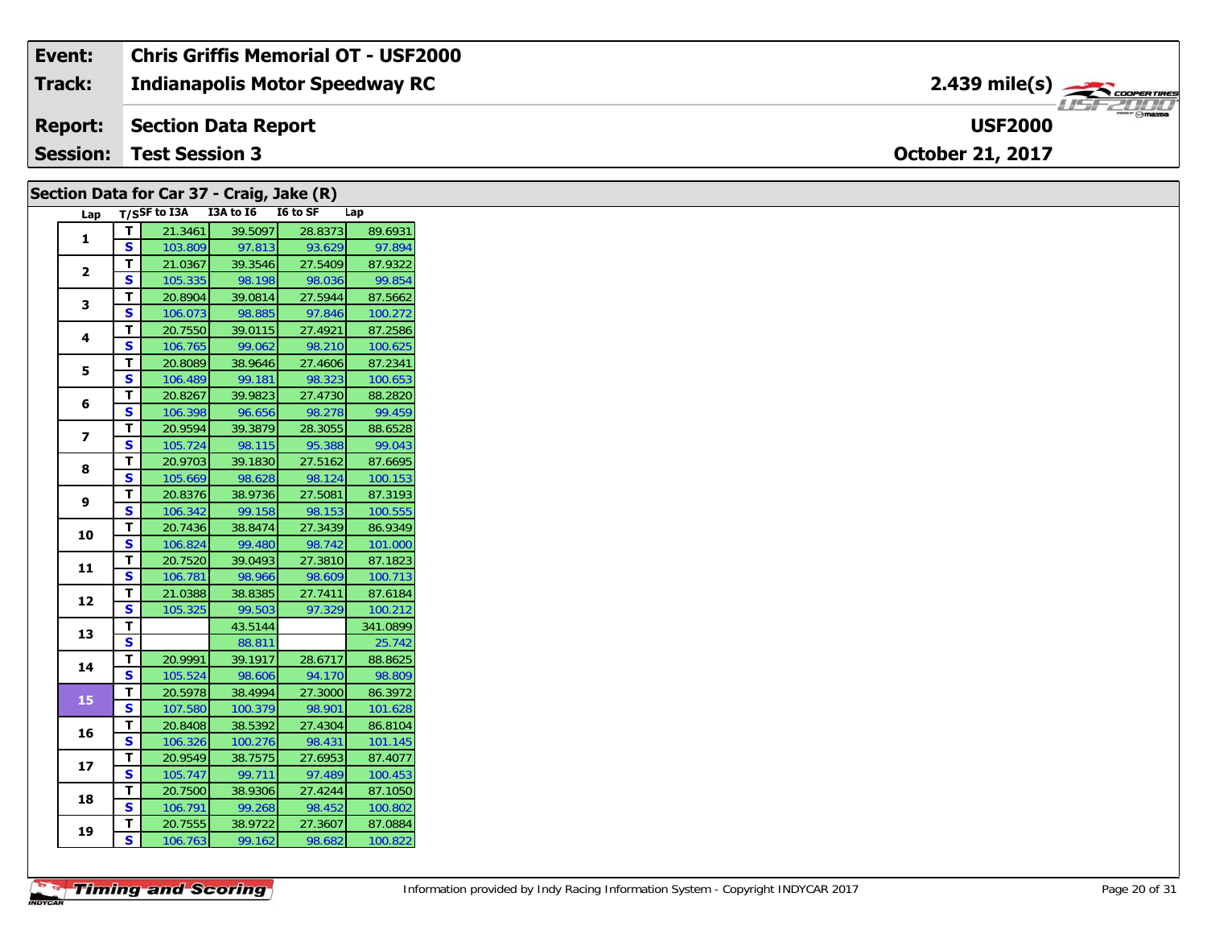| Event: | Chris Griffis Memorial OT - USF2000 | |
|---|---|---|
| Track: | Indianapolis Motor Speedway RC | 2.439 mile(s) |
| Report: | Section Data Report | USF2000 |
| Session: | Test Session 3 | October 21, 2017 |

## Section Data for Car 37 - Craig, Jake (R)

| Lap | T/S | SF to I3A | I3A to I6 | I6 to SF | Lap |
|---|---|---|---|---|---|
| 1 | T | 21.3461 | 39.5097 | 28.8373 | 89.6931 |
| | S | 103.809 | 97.813 | 93.629 | 97.894 |
| 2 | T | 21.0367 | 39.3546 | 27.5409 | 87.9322 |
| | S | 105.335 | 98.198 | 98.036 | 99.854 |
| 3 | T | 20.8904 | 39.0814 | 27.5944 | 87.5662 |
| | S | 106.073 | 98.885 | 97.846 | 100.272 |
| 4 | T | 20.7550 | 39.0115 | 27.4921 | 87.2586 |
| | S | 106.765 | 99.062 | 98.210 | 100.625 |
| 5 | T | 20.8089 | 38.9646 | 27.4606 | 87.2341 |
| | S | 106.489 | 99.181 | 98.323 | 100.653 |
| 6 | T | 20.8267 | 39.9823 | 27.4730 | 88.2820 |
| | S | 106.398 | 96.656 | 98.278 | 99.459 |
| 7 | T | 20.9594 | 39.3879 | 28.3055 | 88.6528 |
| | S | 105.724 | 98.115 | 95.388 | 99.043 |
| 8 | T | 20.9703 | 39.1830 | 27.5162 | 87.6695 |
| | S | 105.669 | 98.628 | 98.124 | 100.153 |
| 9 | T | 20.8376 | 38.9736 | 27.5081 | 87.3193 |
| | S | 106.342 | 99.158 | 98.153 | 100.555 |
| 10 | T | 20.7436 | 38.8474 | 27.3439 | 86.9349 |
| | S | 106.824 | 99.480 | 98.742 | 101.000 |
| 11 | T | 20.7520 | 39.0493 | 27.3810 | 87.1823 |
| | S | 106.781 | 98.966 | 98.609 | 100.713 |
| 12 | T | 21.0388 | 38.8385 | 27.7411 | 87.6184 |
| | S | 105.325 | 99.503 | 97.329 | 100.212 |
| 13 | T | | 43.5144 | | 341.0899 |
| | S | | 88.811 | | 25.742 |
| 14 | T | 20.9991 | 39.1917 | 28.6717 | 88.8625 |
| | S | 105.524 | 98.606 | 94.170 | 98.809 |
| 15 | T | 20.5978 | 38.4994 | 27.3000 | 86.3972 |
| | S | 107.580 | 100.379 | 98.901 | 101.628 |
| 16 | T | 20.8408 | 38.5392 | 27.4304 | 86.8104 |
| | S | 106.326 | 100.276 | 98.431 | 101.145 |
| 17 | T | 20.9549 | 38.7575 | 27.6953 | 87.4077 |
| | S | 105.747 | 99.711 | 97.489 | 100.453 |
| 18 | T | 20.7500 | 38.9306 | 27.4244 | 87.1050 |
| | S | 106.791 | 99.268 | 98.452 | 100.802 |
| 19 | T | 20.7555 | 38.9722 | 27.3607 | 87.0884 |
| | S | 106.763 | 99.162 | 98.682 | 100.822 |

Information provided by Indy Racing Information System - Copyright INDYCAR 2017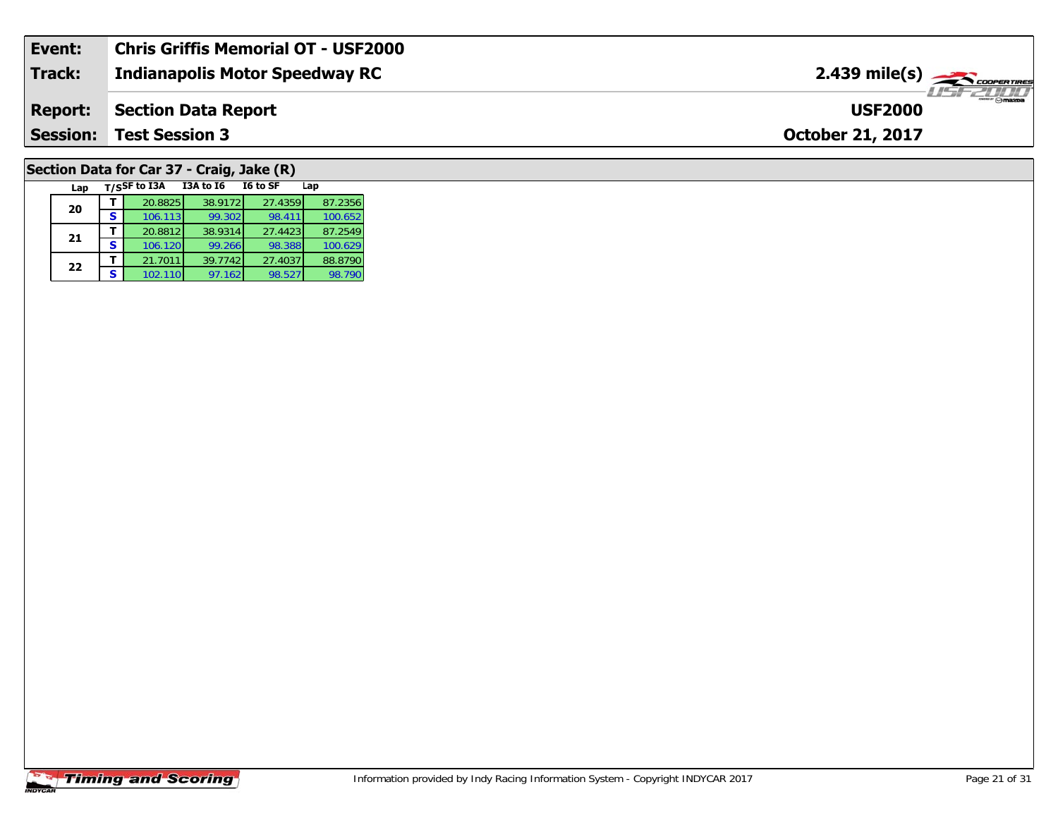| **Event:** | **Chris Griffis Memorial OT - USF2000** | |
|---|---|---|
| **Track:** | **Indianapolis Motor Speedway RC** | **2.439 mile(s)** |
| **Report:** | **Section Data Report** | **USF2000** |
| **Session:** | **Test Session 3** | **October 21, 2017** |

## Section Data for Car 37 - Craig, Jake (R)

| Lap | T/S | SF to I3A | I3A to I6 | I6 to SF | Lap |
|---|---|---|---|---|---|
| 20 | T | 20.8825 | 38.9172 | 27.4359 | 87.2356 |
| | S | 106.113 | 99.302 | 98.411 | 100.652 |
| 21 | T | 20.8812 | 38.9314 | 27.4423 | 87.2549 |
| | S | 106.120 | 99.266 | 98.388 | 100.629 |
| 22 | T | 21.7011 | 39.7742 | 27.4037 | 88.8790 |
| | S | 102.110 | 97.162 | 98.527 | 98.790 |

Timing and Scoring

Information provided by Indy Racing Information System - Copyright INDYCAR 2017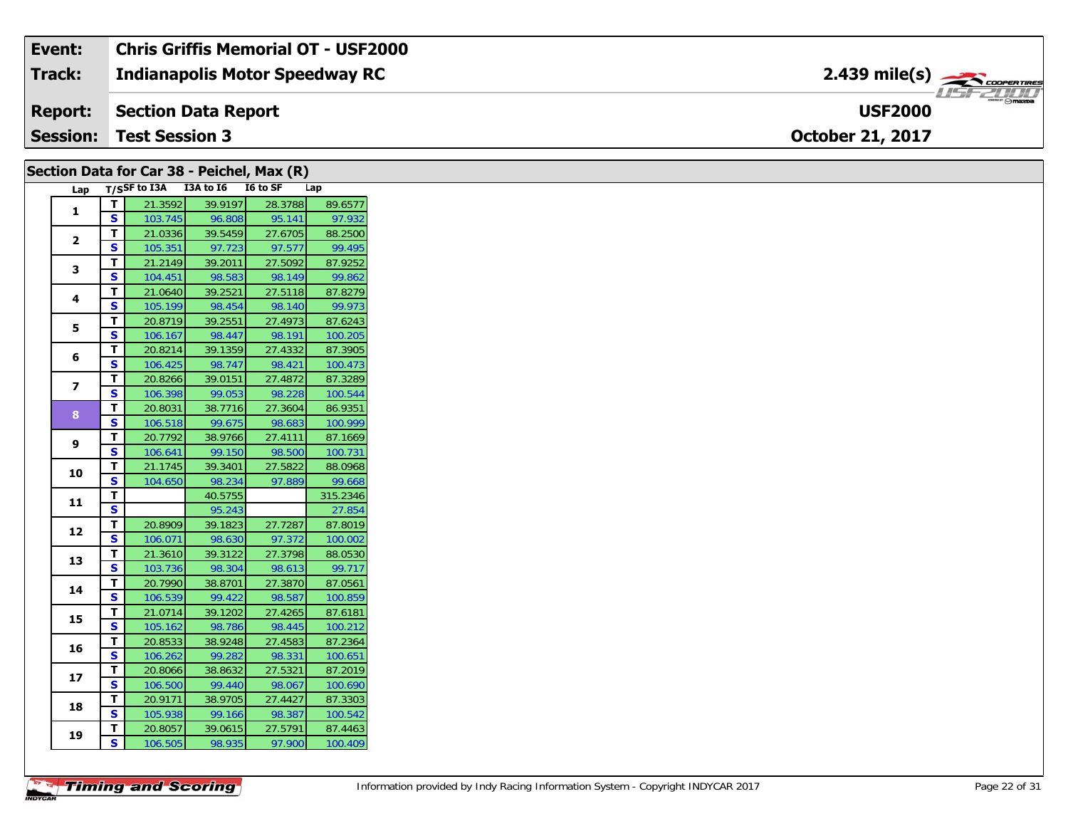| Event: | Chris Griffis Memorial OT - USF2000 | |
|---|---|---|
| Track: | Indianapolis Motor Speedway RC | 2.439 mile(s) |
| Report: | Section Data Report | USF2000 |
| Session: | Test Session 3 | October 21, 2017 |

## Section Data for Car 38 - Peichel, Max (R)

| Lap | T/S | SF to I3A | I3A to I6 | I6 to SF | Lap |
|---|---|---|---|---|---|
| 1 | T | 21.3592 | 39.9197 | 28.3788 | 89.6577 |
| | S | 103.745 | 96.808 | 95.141 | 97.932 |
| 2 | T | 21.0336 | 39.5459 | 27.6705 | 88.2500 |
| | S | 105.351 | 97.723 | 97.577 | 99.495 |
| 3 | T | 21.2149 | 39.2011 | 27.5092 | 87.9252 |
| | S | 104.451 | 98.583 | 98.149 | 99.862 |
| 4 | T | 21.0640 | 39.2521 | 27.5118 | 87.8279 |
| | S | 105.199 | 98.454 | 98.140 | 99.973 |
| 5 | T | 20.8719 | 39.2551 | 27.4973 | 87.6243 |
| | S | 106.167 | 98.447 | 98.191 | 100.205 |
| 6 | T | 20.8214 | 39.1359 | 27.4332 | 87.3905 |
| | S | 106.425 | 98.747 | 98.421 | 100.473 |
| 7 | T | 20.8266 | 39.0151 | 27.4872 | 87.3289 |
| | S | 106.398 | 99.053 | 98.228 | 100.544 |
| 8 | T | 20.8031 | 38.7716 | 27.3604 | 86.9351 |
| | S | 106.518 | 99.675 | 98.683 | 100.999 |
| 9 | T | 20.7792 | 38.9766 | 27.4111 | 87.1669 |
| | S | 106.641 | 99.150 | 98.500 | 100.731 |
| 10 | T | 21.1745 | 39.3401 | 27.5822 | 88.0968 |
| | S | 104.650 | 98.234 | 97.889 | 99.668 |
| 11 | T | | 40.5755 | | 315.2346 |
| | S | | 95.243 | | 27.854 |
| 12 | T | 20.8909 | 39.1823 | 27.7287 | 87.8019 |
| | S | 106.071 | 98.630 | 97.372 | 100.002 |
| 13 | T | 21.3610 | 39.3122 | 27.3798 | 88.0530 |
| | S | 103.736 | 98.304 | 98.613 | 99.717 |
| 14 | T | 20.7990 | 38.8701 | 27.3870 | 87.0561 |
| | S | 106.539 | 99.422 | 98.587 | 100.859 |
| 15 | T | 21.0714 | 39.1202 | 27.4265 | 87.6181 |
| | S | 105.162 | 98.786 | 98.445 | 100.212 |
| 16 | T | 20.8533 | 38.9248 | 27.4583 | 87.2364 |
| | S | 106.262 | 99.282 | 98.331 | 100.651 |
| 17 | T | 20.8066 | 38.8632 | 27.5321 | 87.2019 |
| | S | 106.500 | 99.440 | 98.067 | 100.690 |
| 18 | T | 20.9171 | 38.9705 | 27.4427 | 87.3303 |
| | S | 105.938 | 99.166 | 98.387 | 100.542 |
| 19 | T | 20.8057 | 39.0615 | 27.5791 | 87.4463 |
| | S | 106.505 | 98.935 | 97.900 | 100.409 |

Information provided by Indy Racing Information System - Copyright INDYCAR 2017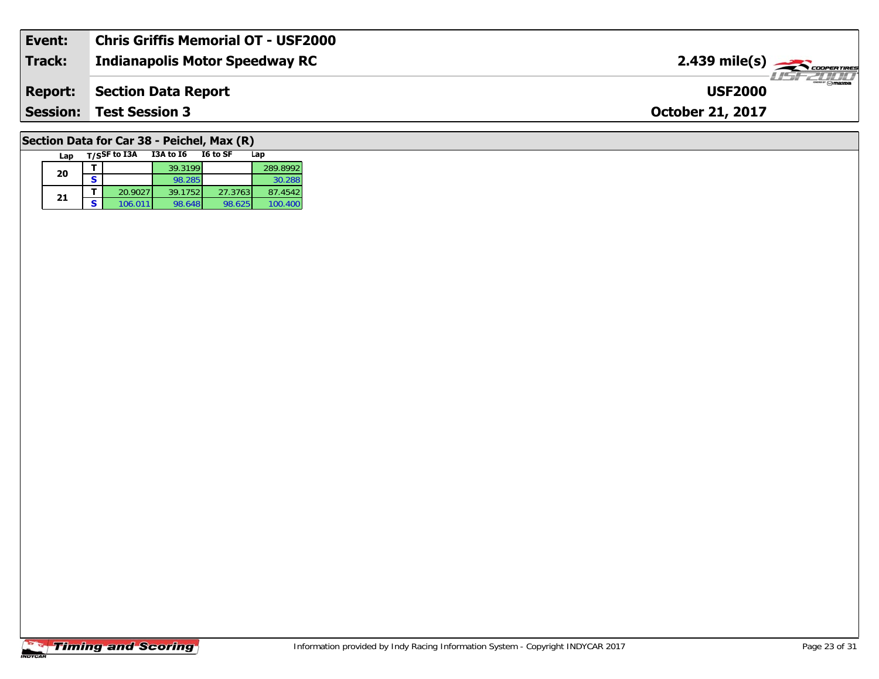| Event: | Chris Griffis Memorial OT - USF2000 | |
|---|---|---|
| **Track:** | **Indianapolis Motor Speedway RC** | **2.439 mile(s)** |
| **Report:** | **Section Data Report** | **USF2000** |
| **Session:** | **Test Session 3** | **October 21, 2017** |

## Section Data for Car 38 - Peichel, Max (R)

| Lap | T/S | SF to I3A | I3A to I6 | I6 to SF | Lap |
|---|---|---|---|---|---|
| 20 | T | | 39.3199 | | 289.8992 |
| | S | | 98.285 | | 30.288 |
| 21 | T | 20.9027 | 39.1752 | 27.3763 | 87.4542 |
| | S | 106.011 | 98.648 | 98.625 | 100.400 |

Information provided by Indy Racing Information System - Copyright INDYCAR 2017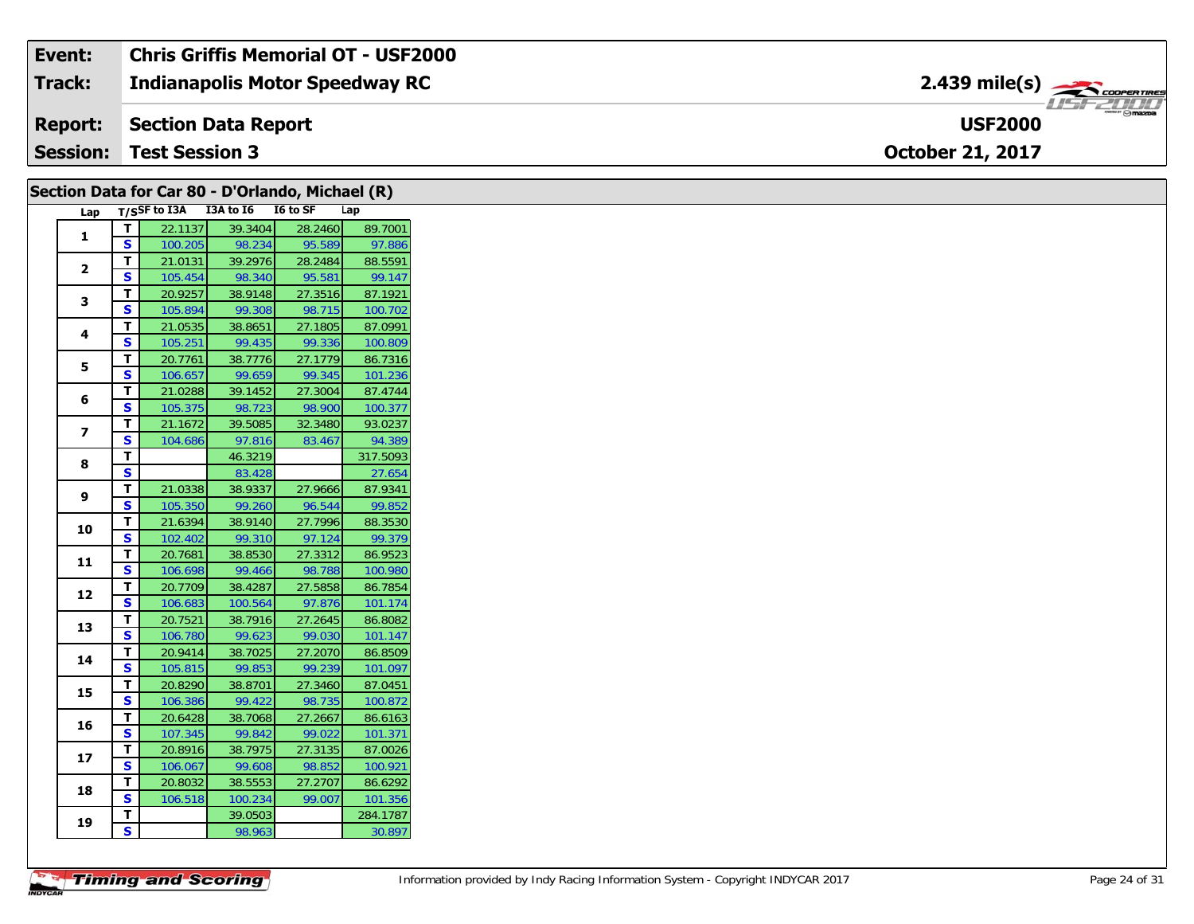| Event: | Chris Griffis Memorial OT - USF2000 | |
|---|---|---|
| Track: | Indianapolis Motor Speedway RC | 2.439 mile(s) |
| Report: | Section Data Report | USF2000 |
| Session: | Test Session 3 | October 21, 2017 |

## Section Data for Car 80 - D'Orlando, Michael (R)

| Lap | T/S | SF to I3A | I3A to I6 | I6 to SF | Lap |
|---|---|---|---|---|---|
| 1 | T | 22.1137 | 39.3404 | 28.2460 | 89.7001 |
| | S | 100.205 | 98.234 | 95.589 | 97.886 |
| 2 | T | 21.0131 | 39.2976 | 28.2484 | 88.5591 |
| | S | 105.454 | 98.340 | 95.581 | 99.147 |
| 3 | T | 20.9257 | 38.9148 | 27.3516 | 87.1921 |
| | S | 105.894 | 99.308 | 98.715 | 100.702 |
| 4 | T | 21.0535 | 38.8651 | 27.1805 | 87.0991 |
| | S | 105.251 | 99.435 | 99.336 | 100.809 |
| 5 | T | 20.7761 | 38.7776 | 27.1779 | 86.7316 |
| | S | 106.657 | 99.659 | 99.345 | 101.236 |
| 6 | T | 21.0288 | 39.1452 | 27.3004 | 87.4744 |
| | S | 105.375 | 98.723 | 98.900 | 100.377 |
| 7 | T | 21.1672 | 39.5085 | 32.3480 | 93.0237 |
| | S | 104.686 | 97.816 | 83.467 | 94.389 |
| 8 | T | | 46.3219 | | 317.5093 |
| | S | | 83.428 | | 27.654 |
| 9 | T | 21.0338 | 38.9337 | 27.9666 | 87.9341 |
| | S | 105.350 | 99.260 | 96.544 | 99.852 |
| 10 | T | 21.6394 | 38.9140 | 27.7996 | 88.3530 |
| | S | 102.402 | 99.310 | 97.124 | 99.379 |
| 11 | T | 20.7681 | 38.8530 | 27.3312 | 86.9523 |
| | S | 106.698 | 99.466 | 98.788 | 100.980 |
| 12 | T | 20.7709 | 38.4287 | 27.5858 | 86.7854 |
| | S | 106.683 | 100.564 | 97.876 | 101.174 |
| 13 | T | 20.7521 | 38.7916 | 27.2645 | 86.8082 |
| | S | 106.780 | 99.623 | 99.030 | 101.147 |
| 14 | T | 20.9414 | 38.7025 | 27.2070 | 86.8509 |
| | S | 105.815 | 99.853 | 99.239 | 101.097 |
| 15 | T | 20.8290 | 38.8701 | 27.3460 | 87.0451 |
| | S | 106.386 | 99.422 | 98.735 | 100.872 |
| 16 | T | 20.6428 | 38.7068 | 27.2667 | 86.6163 |
| | S | 107.345 | 99.842 | 99.022 | 101.371 |
| 17 | T | 20.8916 | 38.7975 | 27.3135 | 87.0026 |
| | S | 106.067 | 99.608 | 98.852 | 100.921 |
| 18 | T | 20.8032 | 38.5553 | 27.2707 | 86.6292 |
| | S | 106.518 | 100.234 | 99.007 | 101.356 |
| 19 | T | | 39.0503 | | 284.1787 |
| | S | | 98.963 | | 30.897 |

Information provided by Indy Racing Information System - Copyright INDYCAR 2017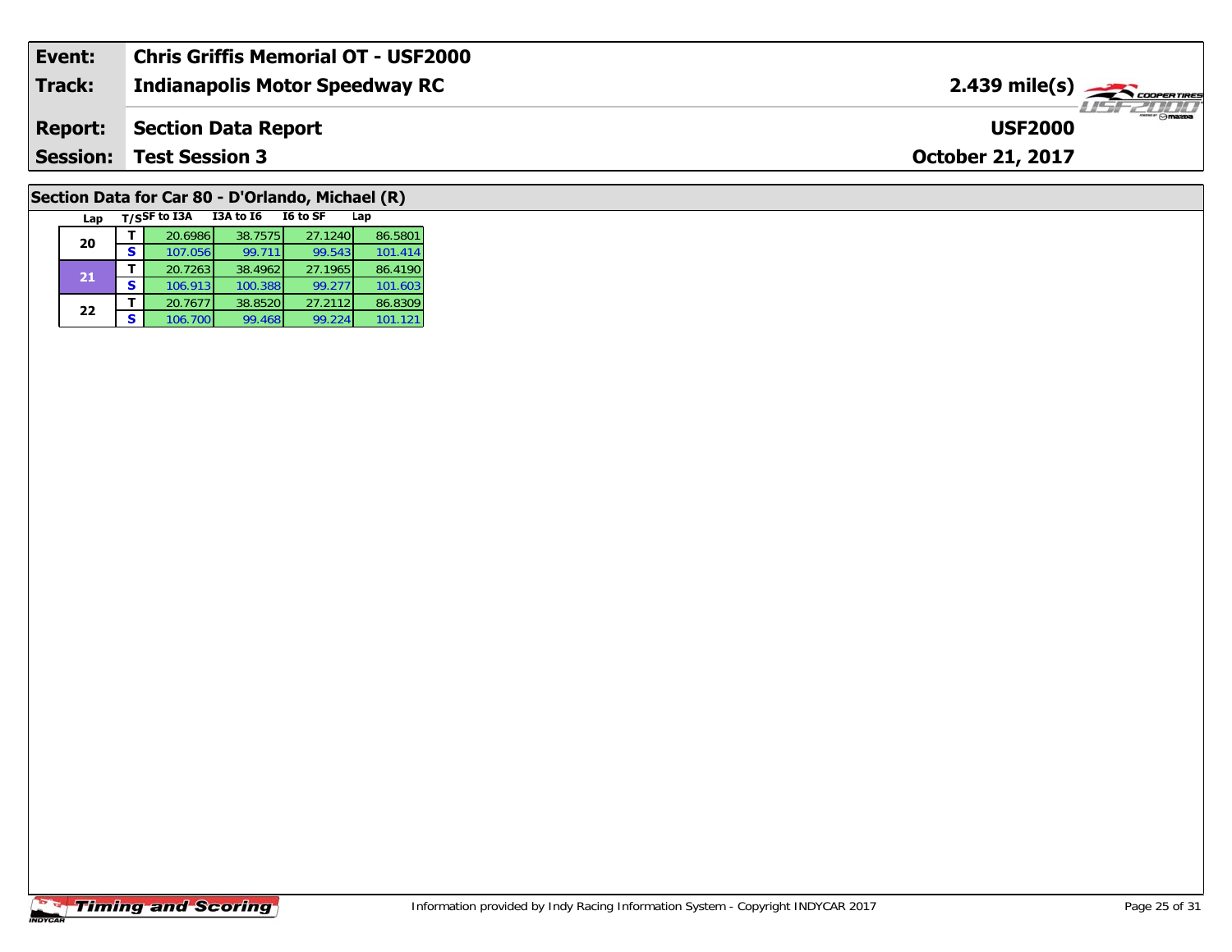| Event: | Chris Griffis Memorial OT - USF2000 | |
|---|---|---|
| Track: | Indianapolis Motor Speedway RC | 2.439 mile(s) |
| Report: | Section Data Report | USF2000 |
| Session: | Test Session 3 | October 21, 2017 |

## Section Data for Car 80 - D'Orlando, Michael (R)

| Lap | T/S | SF to I3A | I3A to I6 | I6 to SF | Lap |
|---|---|---|---|---|---|
| 20 | T | 20.6986 | 38.7575 | 27.1240 | 86.5801 |
| | S | 107.056 | 99.711 | 99.543 | 101.414 |
| 21 | T | 20.7263 | 38.4962 | 27.1965 | 86.4190 |
| | S | 106.913 | 100.388 | 99.277 | 101.603 |
| 22 | T | 20.7677 | 38.8520 | 27.2112 | 86.8309 |
| | S | 106.700 | 99.468 | 99.224 | 101.121 |

Timing and Scoring

Information provided by Indy Racing Information System - Copyright INDYCAR 2017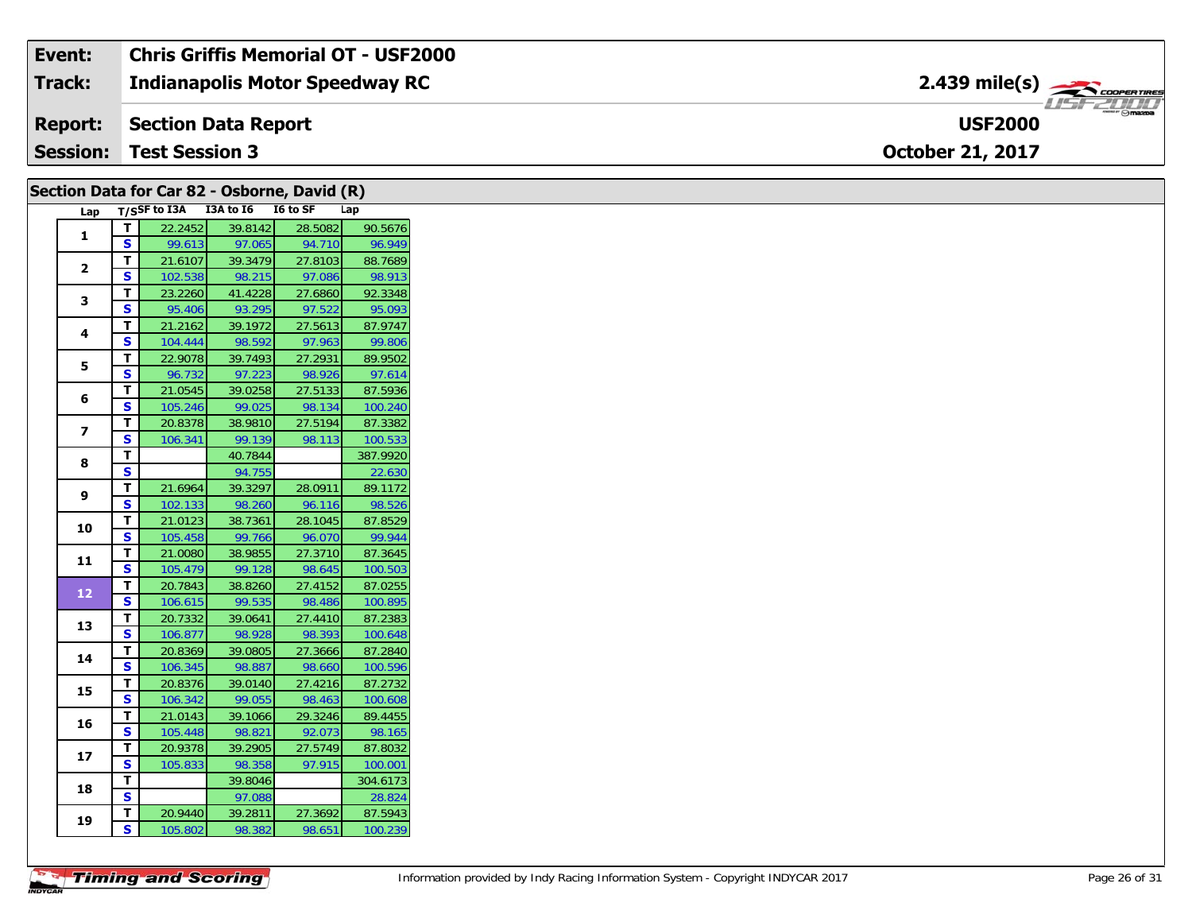| Event: | Chris Griffis Memorial OT - USF2000 | |
|---|---|---|
| Track: | Indianapolis Motor Speedway RC | 2.439 mile(s) |
| Report: | Section Data Report | USF2000 |
| Session: | Test Session 3 | October 21, 2017 |

## Section Data for Car 82 - Osborne, David (R)

| Lap | T/S | SF to I3A | I3A to I6 | I6 to SF | Lap |
|---|---|---|---|---|---|
| 1 | T | 22.2452 | 39.8142 | 28.5082 | 90.5676 |
| | S | 99.613 | 97.065 | 94.710 | 96.949 |
| 2 | T | 21.6107 | 39.3479 | 27.8103 | 88.7689 |
| | S | 102.538 | 98.215 | 97.086 | 98.913 |
| 3 | T | 23.2260 | 41.4228 | 27.6860 | 92.3348 |
| | S | 95.406 | 93.295 | 97.522 | 95.093 |
| 4 | T | 21.2162 | 39.1972 | 27.5613 | 87.9747 |
| | S | 104.444 | 98.592 | 97.963 | 99.806 |
| 5 | T | 22.9078 | 39.7493 | 27.2931 | 89.9502 |
| | S | 96.732 | 97.223 | 98.926 | 97.614 |
| 6 | T | 21.0545 | 39.0258 | 27.5133 | 87.5936 |
| | S | 105.246 | 99.025 | 98.134 | 100.240 |
| 7 | T | 20.8378 | 38.9810 | 27.5194 | 87.3382 |
| | S | 106.341 | 99.139 | 98.113 | 100.533 |
| 8 | T | | 40.7844 | | 387.9920 |
| | S | | 94.755 | | 22.630 |
| 9 | T | 21.6964 | 39.3297 | 28.0911 | 89.1172 |
| | S | 102.133 | 98.260 | 96.116 | 98.526 |
| 10 | T | 21.0123 | 38.7361 | 28.1045 | 87.8529 |
| | S | 105.458 | 99.766 | 96.070 | 99.944 |
| 11 | T | 21.0080 | 38.9855 | 27.3710 | 87.3645 |
| | S | 105.479 | 99.128 | 98.645 | 100.503 |
| 12 | T | 20.7843 | 38.8260 | 27.4152 | 87.0255 |
| | S | 106.615 | 99.535 | 98.486 | 100.895 |
| 13 | T | 20.7332 | 39.0641 | 27.4410 | 87.2383 |
| | S | 106.877 | 98.928 | 98.393 | 100.648 |
| 14 | T | 20.8369 | 39.0805 | 27.3666 | 87.2840 |
| | S | 106.345 | 98.887 | 98.660 | 100.596 |
| 15 | T | 20.8376 | 39.0140 | 27.4216 | 87.2732 |
| | S | 106.342 | 99.055 | 98.463 | 100.608 |
| 16 | T | 21.0143 | 39.1066 | 29.3246 | 89.4455 |
| | S | 105.448 | 98.821 | 92.073 | 98.165 |
| 17 | T | 20.9378 | 39.2905 | 27.5749 | 87.8032 |
| | S | 105.833 | 98.358 | 97.915 | 100.001 |
| 18 | T | | 39.8046 | | 304.6173 |
| | S | | 97.088 | | 28.824 |
| 19 | T | 20.9440 | 39.2811 | 27.3692 | 87.5943 |
| | S | 105.802 | 98.382 | 98.651 | 100.239 |

Information provided by Indy Racing Information System - Copyright INDYCAR 2017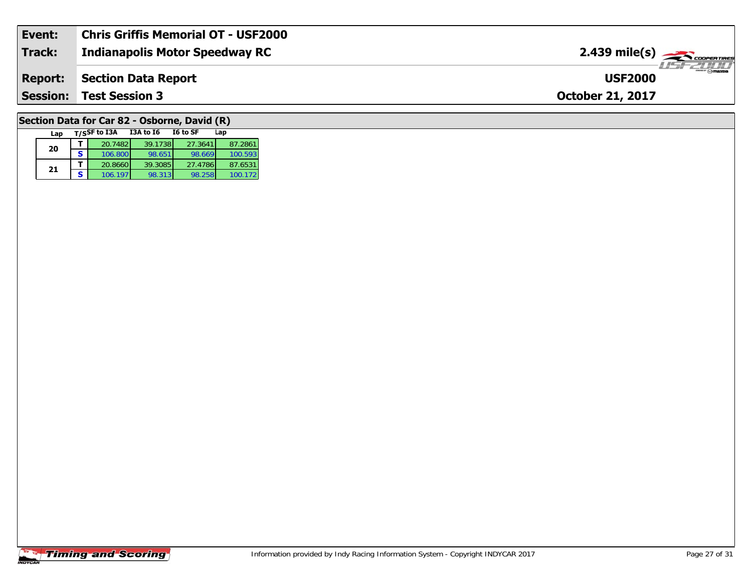| **Event:** | **Chris Griffis Memorial OT - USF2000** | |
|---|---|---|
| **Track:** | **Indianapolis Motor Speedway RC** | **2.439 mile(s)** |
| **Report:** | **Section Data Report** | **USF2000** |
| **Session:** | **Test Session 3** | **October 21, 2017** |

## Section Data for Car 82 - Osborne, David (R)

| Lap | T/S | SF to I3A | I3A to I6 | I6 to SF | Lap |
|---|---|---|---|---|---|
| 20 | T | 20.7482 | 39.1738 | 27.3641 | 87.2861 |
| | S | 106.800 | 98.651 | 98.669 | 100.593 |
| 21 | T | 20.8660 | 39.3085 | 27.4786 | 87.6531 |
| | S | 106.197 | 98.313 | 98.258 | 100.172 |

Information provided by Indy Racing Information System - Copyright INDYCAR 2017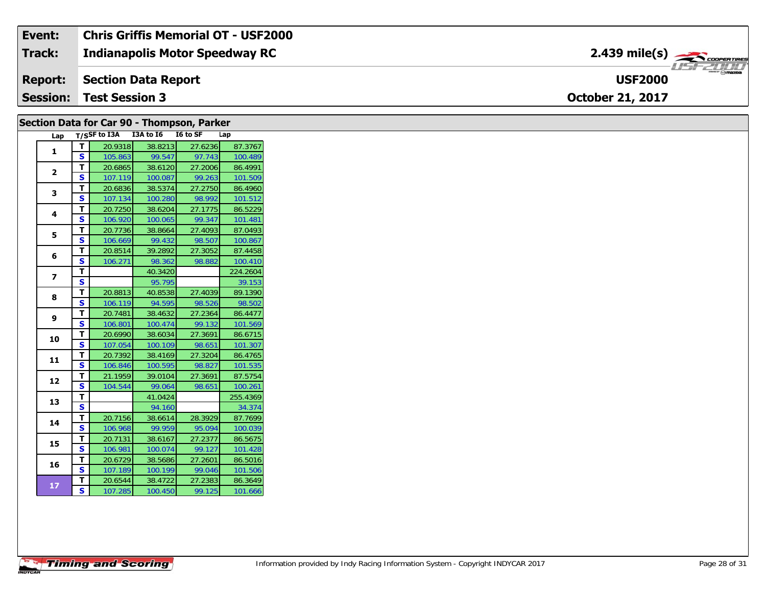| Event: | Chris Griffis Memorial OT - USF2000 | |
|---|---|---|
| Track: | Indianapolis Motor Speedway RC | 2.439 mile(s) |
| Report: | Section Data Report | USF2000 |
| Session: | Test Session 3 | October 21, 2017 |

## Section Data for Car 90 - Thompson, Parker

| Lap | T/S | SF to I3A | I3A to I6 | I6 to SF | Lap |
|---|---|---|---|---|---|
| 1 | T | 20.9318 | 38.8213 | 27.6236 | 87.3767 |
| | S | 105.863 | 99.547 | 97.743 | 100.489 |
| 2 | T | 20.6865 | 38.6120 | 27.2006 | 86.4991 |
| | S | 107.119 | 100.087 | 99.263 | 101.509 |
| 3 | T | 20.6836 | 38.5374 | 27.2750 | 86.4960 |
| | S | 107.134 | 100.280 | 98.992 | 101.512 |
| 4 | T | 20.7250 | 38.6204 | 27.1775 | 86.5229 |
| | S | 106.920 | 100.065 | 99.347 | 101.481 |
| 5 | T | 20.7736 | 38.8664 | 27.4093 | 87.0493 |
| | S | 106.669 | 99.432 | 98.507 | 100.867 |
| 6 | T | 20.8514 | 39.2892 | 27.3052 | 87.4458 |
| | S | 106.271 | 98.362 | 98.882 | 100.410 |
| 7 | T | | 40.3420 | | 224.2604 |
| | S | | 95.795 | | 39.153 |
| 8 | T | 20.8813 | 40.8538 | 27.4039 | 89.1390 |
| | S | 106.119 | 94.595 | 98.526 | 98.502 |
| 9 | T | 20.7481 | 38.4632 | 27.2364 | 86.4477 |
| | S | 106.801 | 100.474 | 99.132 | 101.569 |
| 10 | T | 20.6990 | 38.6034 | 27.3691 | 86.6715 |
| | S | 107.054 | 100.109 | 98.651 | 101.307 |
| 11 | T | 20.7392 | 38.4169 | 27.3204 | 86.4765 |
| | S | 106.846 | 100.595 | 98.827 | 101.535 |
| 12 | T | 21.1959 | 39.0104 | 27.3691 | 87.5754 |
| | S | 104.544 | 99.064 | 98.651 | 100.261 |
| 13 | T | | 41.0424 | | 255.4369 |
| | S | | 94.160 | | 34.374 |
| 14 | T | 20.7156 | 38.6614 | 28.3929 | 87.7699 |
| | S | 106.968 | 99.959 | 95.094 | 100.039 |
| 15 | T | 20.7131 | 38.6167 | 27.2377 | 86.5675 |
| | S | 106.981 | 100.074 | 99.127 | 101.428 |
| 16 | T | 20.6729 | 38.5686 | 27.2601 | 86.5016 |
| | S | 107.189 | 100.199 | 99.046 | 101.506 |
| 17 | T | 20.6544 | 38.4722 | 27.2383 | 86.3649 |
| | S | 107.285 | 100.450 | 99.125 | 101.666 |

Timing and Scoring

Information provided by Indy Racing Information System - Copyright INDYCAR 2017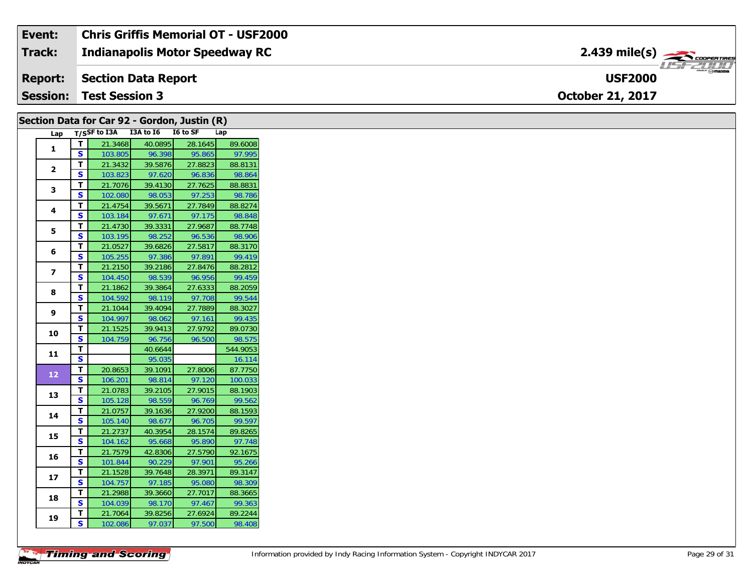| Event: | Chris Griffis Memorial OT - USF2000 | |
|---|---|---|
| Track: | Indianapolis Motor Speedway RC | 2.439 mile(s) |
| Report: | Section Data Report | USF2000 |
| Session: | Test Session 3 | October 21, 2017 |

## Section Data for Car 92 - Gordon, Justin (R)

| Lap | T/S | SF to I3A | I3A to I6 | I6 to SF | Lap |
|---|---|---|---|---|---|
| 1 | T | 21.3468 | 40.0895 | 28.1645 | 89.6008 |
| | S | 103.805 | 96.398 | 95.865 | 97.995 |
| 2 | T | 21.3432 | 39.5876 | 27.8823 | 88.8131 |
| | S | 103.823 | 97.620 | 96.836 | 98.864 |
| 3 | T | 21.7076 | 39.4130 | 27.7625 | 88.8831 |
| | S | 102.080 | 98.053 | 97.253 | 98.786 |
| 4 | T | 21.4754 | 39.5671 | 27.7849 | 88.8274 |
| | S | 103.184 | 97.671 | 97.175 | 98.848 |
| 5 | T | 21.4730 | 39.3331 | 27.9687 | 88.7748 |
| | S | 103.195 | 98.252 | 96.536 | 98.906 |
| 6 | T | 21.0527 | 39.6826 | 27.5817 | 88.3170 |
| | S | 105.255 | 97.386 | 97.891 | 99.419 |
| 7 | T | 21.2150 | 39.2186 | 27.8476 | 88.2812 |
| | S | 104.450 | 98.539 | 96.956 | 99.459 |
| 8 | T | 21.1862 | 39.3864 | 27.6333 | 88.2059 |
| | S | 104.592 | 98.119 | 97.708 | 99.544 |
| 9 | T | 21.1044 | 39.4094 | 27.7889 | 88.3027 |
| | S | 104.997 | 98.062 | 97.161 | 99.435 |
| 10 | T | 21.1525 | 39.9413 | 27.9792 | 89.0730 |
| | S | 104.759 | 96.756 | 96.500 | 98.575 |
| 11 | T | | 40.6644 | | 544.9053 |
| | S | | 95.035 | | 16.114 |
| 12 | T | 20.8653 | 39.1091 | 27.8006 | 87.7750 |
| | S | 106.201 | 98.814 | 97.120 | 100.033 |
| 13 | T | 21.0783 | 39.2105 | 27.9015 | 88.1903 |
| | S | 105.128 | 98.559 | 96.769 | 99.562 |
| 14 | T | 21.0757 | 39.1636 | 27.9200 | 88.1593 |
| | S | 105.140 | 98.677 | 96.705 | 99.597 |
| 15 | T | 21.2737 | 40.3954 | 28.1574 | 89.8265 |
| | S | 104.162 | 95.668 | 95.890 | 97.748 |
| 16 | T | 21.7579 | 42.8306 | 27.5790 | 92.1675 |
| | S | 101.844 | 90.229 | 97.901 | 95.266 |
| 17 | T | 21.1528 | 39.7648 | 28.3971 | 89.3147 |
| | S | 104.757 | 97.185 | 95.080 | 98.309 |
| 18 | T | 21.2988 | 39.3660 | 27.7017 | 88.3665 |
| | S | 104.039 | 98.170 | 97.467 | 99.363 |
| 19 | T | 21.7064 | 39.8256 | 27.6924 | 89.2244 |
| | S | 102.086 | 97.037 | 97.500 | 98.408 |

Information provided by Indy Racing Information System - Copyright INDYCAR 2017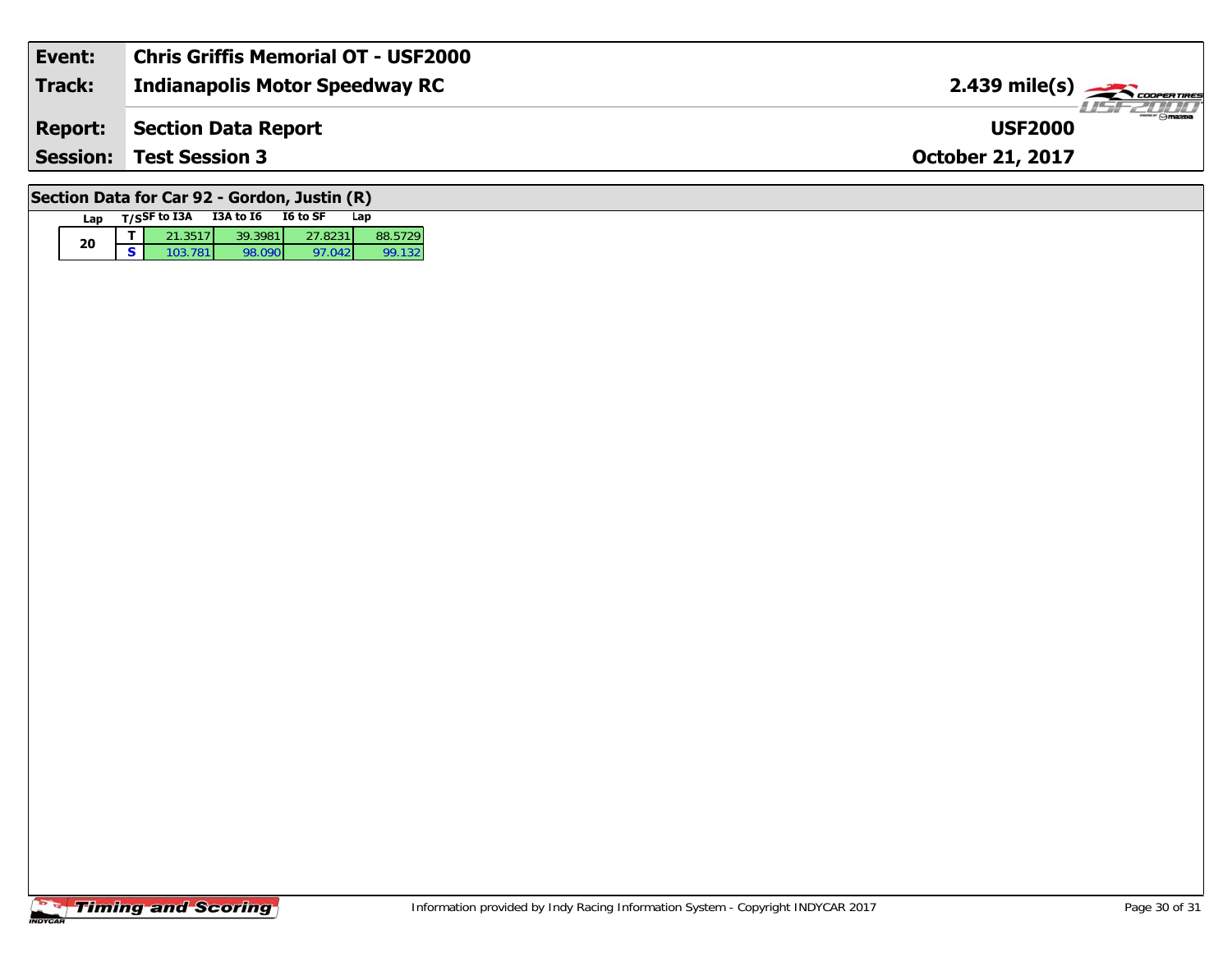| Event: | Chris Griffis Memorial OT - USF2000 | |
|---|---|---|
| Track: | Indianapolis Motor Speedway RC | 2.439 mile(s) |
| Report: | Section Data Report | USF2000 |
| Session: | Test Session 3 | October 21, 2017 |

## Section Data for Car 92 - Gordon, Justin (R)

| Lap | T/S | SF to I3A | I3A to I6 | I6 to SF | Lap |
|---|---|---|---|---|---|
| 20 | T | 21.3517 | 39.3981 | 27.8231 | 88.5729 |
| | S | 103.781 | 98.090 | 97.042 | 99.132 |

Timing and Scoring

Information provided by Indy Racing Information System - Copyright INDYCAR 2017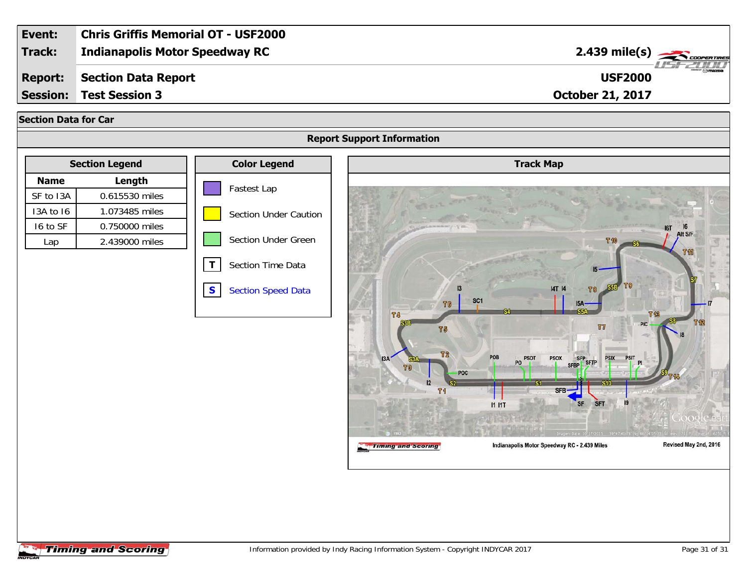| | |
|---|---|
| **Event:** | **Chris Griffis Memorial OT - USF2000** |
| **Track:** | **Indianapolis Motor Speedway RC** |
| **Report:** | **Section Data Report** |
| **Session:** | **Test Session 3** |

**2.439 mile(s)**

**USF2000**

**October 21, 2017**

## Section Data for Car

### Report Support Information

**Section Legend**

| Name | Length |
|---|---|
| SF to I3A | 0.615530 miles |
| I3A to I6 | 1.073485 miles |
| I6 to SF | 0.750000 miles |
| Lap | 2.439000 miles |

**Color Legend**

- Fastest Lap
- Section Under Caution
- Section Under Green
- T Section Time Data
- S Section Speed Data

**Track Map**

I6T I6 Alt S/F T10 S6 T11 I5 S7 I3 I4T I4 T8 S5B T9 I7 T6 SC1 S4 I5A S5A T4 S3B T5 T13 S8 T12 PIC T7 I8 I3A S3A T2 POB PSOT PSOX SFP SFTP PSIX PSIT PI T3 PO SFBP POC S9 T14 I2 S2 S1 S10 T1 SFB I1 I1T SF SFT I9

Indianapolis Motor Speedway RC - 2.439 Miles

Revised May 2nd, 2016

Information provided by Indy Racing Information System - Copyright INDYCAR 2017